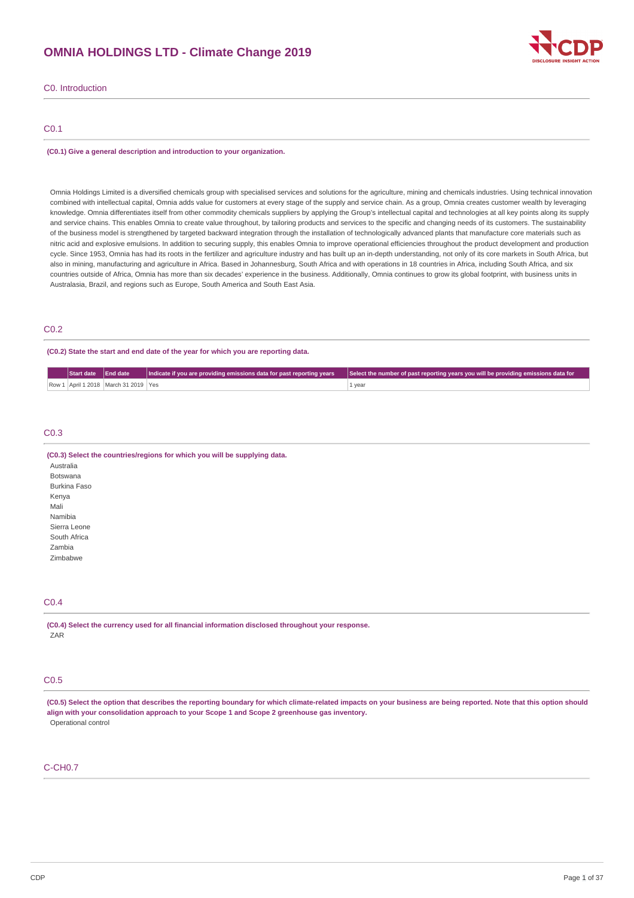# OMNIA HOLDINGS LTD - Climate Change 2019

## C0. Introduction

### C0.1

**(C0.1) Give a general description and introduction to your organization.**

Omnia Holdings Limited is a diversified chemicals group with specialised services and solutions for the agriculture, mining and chemicals industries. Using technical innovation combined with intellectual capital, Omnia adds value for customers at every stage of the supply and service chain. As a group, Omnia creates customer wealth by leveraging knowledge. Omnia differentiates itself from other commodity chemicals suppliers by applying the Group's intellectual capital and technologies at all key points along its supply and service chains. This enables Omnia to create value throughout, by tailoring products and services to the specific and changing needs of its customers. The sustainability of the business model is strengthened by targeted backward integration through the installation of technologically advanced plants that manufacture core materials such as nitric acid and explosive emulsions. In addition to securing supply, this enables Omnia to improve operational efficiencies throughout the product development and production cycle. Since 1953, Omnia has had its roots in the fertilizer and agriculture industry and has built up an in-depth understanding, not only of its core markets in South Africa, but also in mining, manufacturing and agriculture in Africa. Based in Johannesburg, South Africa and with operations in 18 countries in Africa, including South Africa, and six countries outside of Africa, Omnia has more than six decades' experience in the business. Additionally, Omnia continues to grow its global footprint, with business units in Australasia, Brazil, and regions such as Europe, South America and South East Asia.

### C0.2

**(C0.2) State the start and end date of the year for which you are reporting data.**

| | Start date | End date | Indicate if you are providing emissions data for past reporting years | Select the number of past reporting years you will be providing emissions data for |
|---|---|---|---|---|
| Row 1 | April 1 2018 | March 31 2019 | Yes | 1 year |

### C0.3

**(C0.3) Select the countries/regions for which you will be supplying data.**

Australia
Botswana
Burkina Faso
Kenya
Mali
Namibia
Sierra Leone
South Africa
Zambia
Zimbabwe

### C0.4

**(C0.4) Select the currency used for all financial information disclosed throughout your response.**

ZAR

### C0.5

**(C0.5) Select the option that describes the reporting boundary for which climate-related impacts on your business are being reported. Note that this option should align with your consolidation approach to your Scope 1 and Scope 2 greenhouse gas inventory.**

Operational control

### C-CH0.7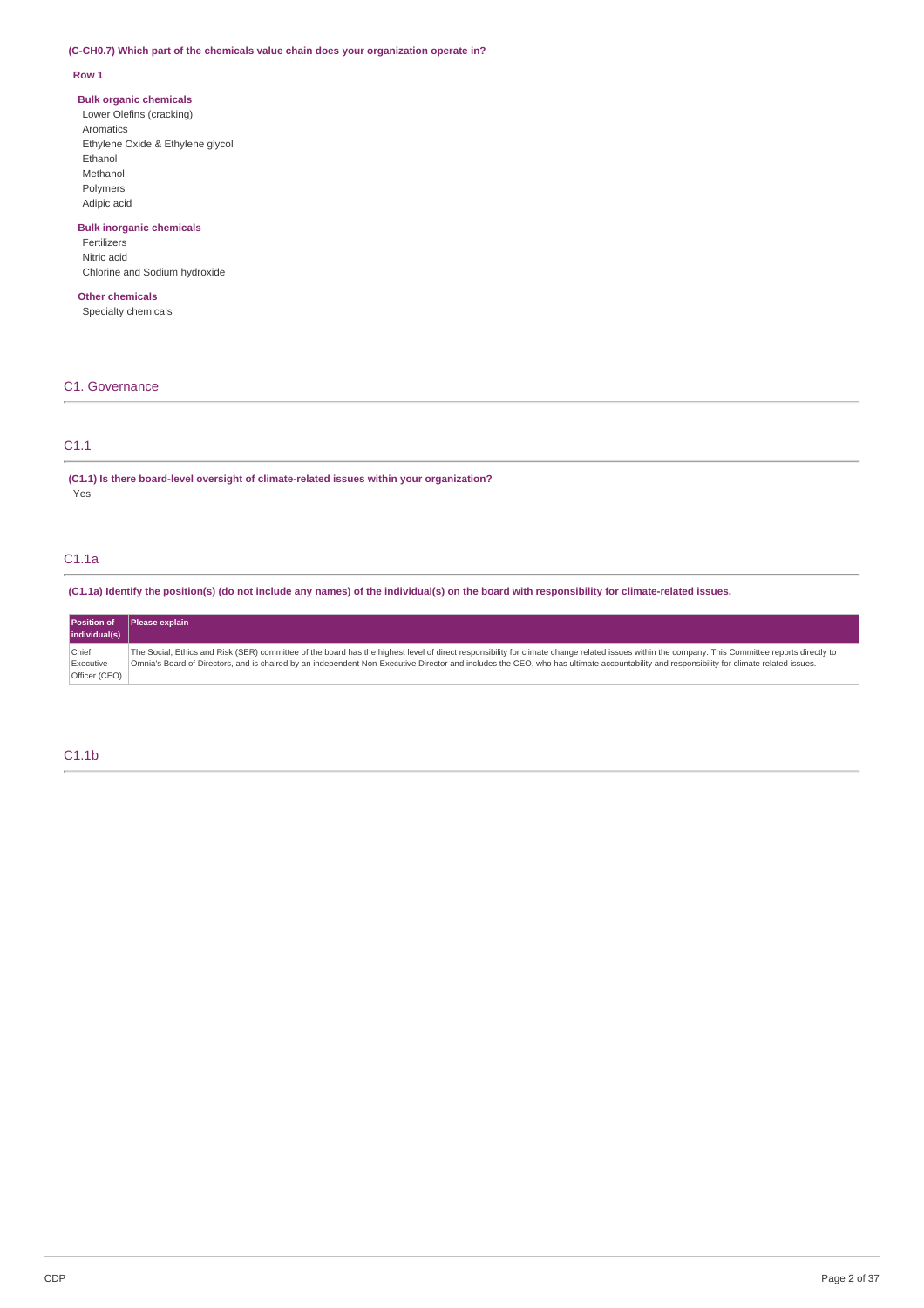**(C-CH0.7) Which part of the chemicals value chain does your organization operate in?**

**Row 1**

**Bulk organic chemicals**
Lower Olefins (cracking)
Aromatics
Ethylene Oxide & Ethylene glycol
Ethanol
Methanol
Polymers
Adipic acid

**Bulk inorganic chemicals**
Fertilizers
Nitric acid
Chlorine and Sodium hydroxide

**Other chemicals**
Specialty chemicals

## C1. Governance

### C1.1

**(C1.1) Is there board-level oversight of climate-related issues within your organization?**
Yes

### C1.1a

**(C1.1a) Identify the position(s) (do not include any names) of the individual(s) on the board with responsibility for climate-related issues.**

| Position of individual(s) | Please explain |
|---|---|
| Chief Executive Officer (CEO) | The Social, Ethics and Risk (SER) committee of the board has the highest level of direct responsibility for climate change related issues within the company. This Committee reports directly to Omnia's Board of Directors, and is chaired by an independent Non-Executive Director and includes the CEO, who has ultimate accountability and responsibility for climate related issues. |

### C1.1b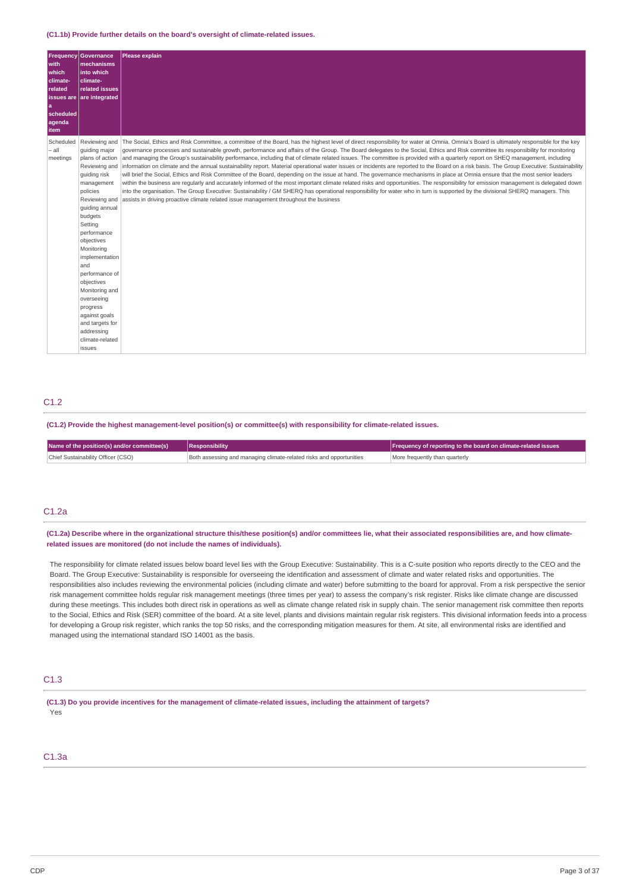**(C1.1b) Provide further details on the board's oversight of climate-related issues.**

| Frequency with which climate-related issues are a scheduled agenda item | Governance mechanisms into which climate-related issues are integrated | Please explain |
|---|---|---|
| Scheduled – all meetings | Reviewing and guiding major plans of action Reviewing and guiding risk management policies Reviewing and guiding annual budgets Setting performance objectives Monitoring implementation and performance of objectives Monitoring and overseeing progress against goals and targets for addressing climate-related issues | The Social, Ethics and Risk Committee, a committee of the Board, has the highest level of direct responsibility for water at Omnia. Omnia's Board is ultimately responsible for the key governance processes and sustainable growth, performance and affairs of the Group. The Board delegates to the Social, Ethics and Risk committee its responsibility for monitoring and managing the Group's sustainability performance, including that of climate related issues. The committee is provided with a quarterly report on SHEQ management, including information on climate and the annual sustainability report. Material operational water issues or incidents are reported to the Board on a risk basis. The Group Executive: Sustainability will brief the Social, Ethics and Risk Committee of the Board, depending on the issue at hand. The governance mechanisms in place at Omnia ensure that the most senior leaders within the business are regularly and accurately informed of the most important climate related risks and opportunities. The responsibility for emission management is delegated down into the organisation. The Group Executive: Sustainability / GM SHERQ has operational responsibility for water who in turn is supported by the divisional SHERQ managers. This assists in driving proactive climate related issue management throughout the business |

## C1.2

**(C1.2) Provide the highest management-level position(s) or committee(s) with responsibility for climate-related issues.**

| Name of the position(s) and/or committee(s) | Responsibility | Frequency of reporting to the board on climate-related issues |
|---|---|---|
| Chief Sustainability Officer (CSO) | Both assessing and managing climate-related risks and opportunities | More frequently than quarterly |

## C1.2a

**(C1.2a) Describe where in the organizational structure this/these position(s) and/or committees lie, what their associated responsibilities are, and how climate-related issues are monitored (do not include the names of individuals).**

The responsibility for climate related issues below board level lies with the Group Executive: Sustainability. This is a C-suite position who reports directly to the CEO and the Board. The Group Executive: Sustainability is responsible for overseeing the identification and assessment of climate and water related risks and opportunities. The responsibilities also includes reviewing the environmental policies (including climate and water) before submitting to the board for approval. From a risk perspective the senior risk management committee holds regular risk management meetings (three times per year) to assess the company's risk register. Risks like climate change are discussed during these meetings. This includes both direct risk in operations as well as climate change related risk in supply chain. The senior management risk committee then reports to the Social, Ethics and Risk (SER) committee of the board. At a site level, plants and divisions maintain regular risk registers. This divisional information feeds into a process for developing a Group risk register, which ranks the top 50 risks, and the corresponding mitigation measures for them. At site, all environmental risks are identified and managed using the international standard ISO 14001 as the basis.

## C1.3

**(C1.3) Do you provide incentives for the management of climate-related issues, including the attainment of targets?**

Yes

## C1.3a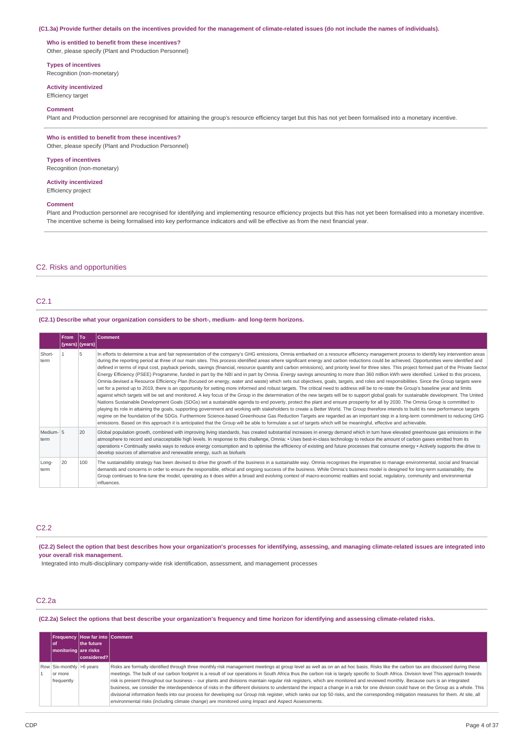(C1.3a) Provide further details on the incentives provided for the management of climate-related issues (do not include the names of individuals).

**Who is entitled to benefit from these incentives?**
Other, please specify (Plant and Production Personnel)

**Types of incentives**
Recognition (non-monetary)

**Activity incentivized**
Efficiency target

**Comment**
Plant and Production personnel are recognised for attaining the group's resource efficiency target but this has not yet been formalised into a monetary incentive.

**Who is entitled to benefit from these incentives?**
Other, please specify (Plant and Production Personnel)

**Types of incentives**
Recognition (non-monetary)

**Activity incentivized**
Efficiency project

**Comment**
Plant and Production personnel are recognised for identifying and implementing resource efficiency projects but this has not yet been formalised into a monetary incentive. The incentive scheme is being formalised into key performance indicators and will be effective as from the next financial year.

## C2. Risks and opportunities

### C2.1

**(C2.1) Describe what your organization considers to be short-, medium- and long-term horizons.**

| | From (years) | To (years) | Comment |
|---|---|---|---|
| Short-term | 1 | 5 | In efforts to determine a true and fair representation of the company's GHG emissions, Omnia embarked on a resource efficiency management process to identify key intervention areas during the reporting period at three of our main sites. This process identified areas where significant energy and carbon reductions could be achieved. Opportunities were identified and defined in terms of input cost, payback periods, savings (financial, resource quantity and carbon emissions), and priority level for three sites. This project formed part of the Private Sector Energy Efficiency (PSEE) Programme, funded in part by the NBI and in part by Omnia. Energy savings amounting to more than 360 million kWh were identified. Linked to this process, Omnia devised a Resource Efficiency Plan (focused on energy, water and waste) which sets out objectives, goals, targets, and roles and responsibilities. Since the Group targets were set for a period up to 2019, there is an opportunity for setting more informed and robust targets. The critical need to address will be to re-state the Group's baseline year and limits against which targets will be set and monitored. A key focus of the Group in the determination of the new targets will be to support global goals for sustainable development. The United Nations Sustainable Development Goals (SDGs) set a sustainable agenda to end poverty, protect the plant and ensure prosperity for all by 2030. The Omnia Group is committed to playing its role in attaining the goals, supporting government and working with stakeholders to create a Better World. The Group therefore intends to build its new performance targets regime on the foundation of the SDGs. Furthermore Science-based Greenhouse Gas Reduction Targets are regarded as an important step in a long-term commitment to reducing GHG emissions. Based on this approach it is anticipated that the Group will be able to formulate a set of targets which will be meaningful, effective and achievable. |
| Medium-term | 5 | 20 | Global population growth, combined with improving living standards, has created substantial increases in energy demand which in turn have elevated greenhouse gas emissions in the atmosphere to record and unacceptable high levels. In response to this challenge, Omnia: • Uses best-in-class technology to reduce the amount of carbon gases emitted from its operations • Continually seeks ways to reduce energy consumption and to optimise the efficiency of existing and future processes that consume energy • Actively supports the drive to develop sources of alternative and renewable energy, such as biofuels |
| Long-term | 20 | 100 | The sustainability strategy has been devised to drive the growth of the business in a sustainable way. Omnia recognises the imperative to manage environmental, social and financial demands and concerns in order to ensure the responsible, ethical and ongoing success of the business. While Omnia's business model is designed for long-term sustainability, the Group continues to fine-tune the model, operating as it does within a broad and evolving context of macro-economic realities and social, regulatory, community and environmental influences. |

### C2.2

**(C2.2) Select the option that best describes how your organization's processes for identifying, assessing, and managing climate-related issues are integrated into your overall risk management.**

Integrated into multi-disciplinary company-wide risk identification, assessment, and management processes

### C2.2a

**(C2.2a) Select the options that best describe your organization's frequency and time horizon for identifying and assessing climate-related risks.**

| | Frequency of monitoring | How far into the future are risks considered? | Comment |
|---|---|---|---|
| Row 1 | Six-monthly or more frequently | >6 years | Risks are formally identified through three monthly risk management meetings at group level as well as on an ad hoc basis. Risks like the carbon tax are discussed during these meetings. The bulk of our carbon footprint is a result of our operations in South Africa thus the carbon risk is largely specific to South Africa. Division level This approach towards risk is present throughout our business – our plants and divisions maintain regular risk registers, which are monitored and reviewed monthly. Because ours is an integrated business, we consider the interdependence of risks in the different divisions to understand the impact a change in a risk for one division could have on the Group as a whole. This divisional information feeds into our process for developing our Group risk register, which ranks our top 50 risks, and the corresponding mitigation measures for them. At site, all environmental risks (including climate change) are monitored using Impact and Aspect Assessments. |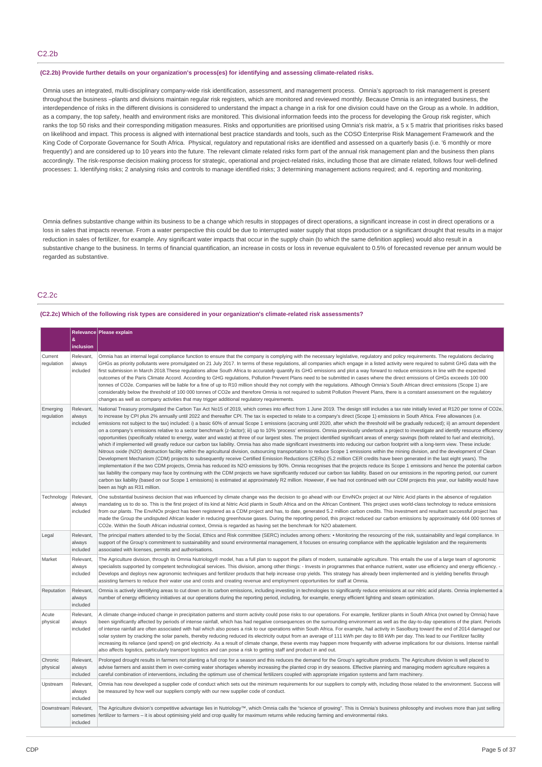## C2.2b

**(C2.2b) Provide further details on your organization's process(es) for identifying and assessing climate-related risks.**

Omnia uses an integrated, multi-disciplinary company-wide risk identification, assessment, and management process. Omnia's approach to risk management is present throughout the business –plants and divisions maintain regular risk registers, which are monitored and reviewed monthly. Because Omnia is an integrated business, the interdependence of risks in the different divisions is considered to understand the impact a change in a risk for one division could have on the Group as a whole. In addition, as a company, the top safety, health and environment risks are monitored. This divisional information feeds into the process for developing the Group risk register, which ranks the top 50 risks and their corresponding mitigation measures. Risks and opportunities are prioritised using Omnia's risk matrix, a 5 x 5 matrix that prioritises risks based on likelihood and impact. This process is aligned with international best practice standards and tools, such as the COSO Enterprise Risk Management Framework and the King Code of Corporate Governance for South Africa. Physical, regulatory and reputational risks are identified and assessed on a quarterly basis (i.e. '6 monthly or more frequently') and are considered up to 10 years into the future. The relevant climate related risks form part of the annual risk management plan and the business then plans accordingly. The risk-response decision making process for strategic, operational and project-related risks, including those that are climate related, follows four well-defined processes: 1. Identifying risks; 2 analysing risks and controls to manage identified risks; 3 determining management actions required; and 4. reporting and monitoring.

Omnia defines substantive change within its business to be a change which results in stoppages of direct operations, a significant increase in cost in direct operations or a loss in sales that impacts revenue. From a water perspective this could be due to interrupted water supply that stops production or a significant drought that results in a major reduction in sales of fertilizer, for example. Any significant water impacts that occur in the supply chain (to which the same definition applies) would also result in a substantive change to the business. In terms of financial quantification, an increase in costs or loss in revenue equivalent to 0.5% of forecasted revenue per annum would be regarded as substantive.

## C2.2c

**(C2.2c) Which of the following risk types are considered in your organization's climate-related risk assessments?**

| | Relevance & inclusion | Please explain |
|---|---|---|
| Current regulation | Relevant, always included | Omnia has an internal legal compliance function to ensure that the company is complying with the necessary legislative, regulatory and policy requirements. The regulations declaring GHGs as priority pollutants were promulgated on 21 July 2017. In terms of these regulations, all companies which engage in a listed activity were required to submit GHG data with the first submission in March 2018.These regulations allow South Africa to accurately quantify its GHG emissions and plot a way forward to reduce emissions in line with the expected outcomes of the Paris Climate Accord. According to GHG regulations, Pollution Prevent Plans need to be submitted in cases where the direct emissions of GHGs exceeds 100 000 tonnes of CO2e. Companies will be liable for a fine of up to R10 million should they not comply with the regulations. Although Omnia's South African direct emissions (Scope 1) are considerably below the threshold of 100 000 tonnes of CO2e and therefore Omnia is not required to submit Pollution Prevent Plans, there is a constant assessment on the regulatory changes as well as company activities that may trigger additional regulatory requirements. |
| Emerging regulation | Relevant, always included | National Treasury promulgated the Carbon Tax Act No15 of 2019, which comes into effect from 1 June 2019. The design still includes a tax rate initially levied at R120 per tonne of CO2e, to increase by CPI plus 2% annually until 2022 and thereafter CPI. The tax is expected to relate to a company's direct (Scope 1) emissions in South Africa. Free allowances (i.e. emissions not subject to the tax) included: i) a basic 60% of annual Scope 1 emissions (accruing until 2020, after which the threshold will be gradually reduced); ii) an amount dependent on a company's emissions relative to a sector benchmark (z-factor); iii) up to 10% 'process' emissions. Omnia previously undertook a project to investigate and identify resource efficiency opportunities (specifically related to energy, water and waste) at three of our largest sites. The project identified significant areas of energy savings (both related to fuel and electricity), which if implemented will greatly reduce our carbon tax liability. Omnia has also made significant investments into reducing our carbon footprint with a long-term view. These include: Nitrous oxide (N2O) destruction facility within the agricultural division, outsourcing transportation to reduce Scope 1 emissions within the mining division, and the development of Clean Development Mechanism (CDM) projects to subsequently receive Certified Emission Reductions (CERs) (5.2 million CER credits have been generated in the last eight years). The implementation if the two CDM projects, Omnia has reduced its N2O emissions by 90%. Omnia recognises that the projects reduce its Scope 1 emissions and hence the potential carbon tax liability the company may face by continuing with the CDM projects we have significantly reduced our carbon tax liability. Based on our emissions in the reporting period, our current carbon tax liability (based on our Scope 1 emissions) is estimated at approximately R2 million. However, if we had not continued with our CDM projects this year, our liability would have been as high as R31 million. |
| Technology | Relevant, always included | One substantial business decision that was influenced by climate change was the decision to go ahead with our EnviNOx project at our Nitric Acid plants in the absence of regulation mandating us to do so. This is the first project of its kind at Nitric Acid plants in South Africa and on the African Continent. This project uses world-class technology to reduce emissions from our plants. The EnviNOx project has been registered as a CDM project and has, to date, generated 5.2 million carbon credits. This investment and resultant successful project has made the Group the undisputed African leader in reducing greenhouse gases. During the reporting period, this project reduced our carbon emissions by approximately 444 000 tonnes of CO2e. Within the South African industrial context, Omnia is regarded as having set the benchmark for N2O abatement. |
| Legal | Relevant, always included | The principal matters attended to by the Social, Ethics and Risk committee (SERC) includes among others: • Monitoring the resourcing of the risk, sustainability and legal compliance. In support of the Group's commitment to sustainability and sound environmental management, it focuses on ensuring compliance with the applicable legislation and the requirements associated with licenses, permits and authorisations. |
| Market | Relevant, always included | The Agriculture division, through its Omnia Nutriology® model, has a full plan to support the pillars of modern, sustainable agriculture. This entails the use of a large team of agronomic specialists supported by competent technological services. This division, among other things: - Invests in programmes that enhance nutrient, water use efficiency and energy efficiency. - Develops and deploys new agronomic techniques and fertilizer products that help increase crop yields. This strategy has already been implemented and is yielding benefits through assisting farmers to reduce their water use and costs and creating revenue and employment opportunities for staff at Omnia. |
| Reputation | Relevant, always included | Omnia is actively identifying areas to cut down on its carbon emissions, including investing in technologies to significantly reduce emissions at our nitric acid plants. Omnia implemented a number of energy efficiency initiatives at our operations during the reporting period, including, for example, energy efficient lighting and steam optimization. |
| Acute physical | Relevant, always included | A climate change-induced change in precipitation patterns and storm activity could pose risks to our operations. For example, fertilizer plants in South Africa (not owned by Omnia) have been significantly affected by periods of intense rainfall, which has had negative consequences on the surrounding environment as well as the day-to-day operations of the plant. Periods of intense rainfall are often associated with hail which also poses a risk to our operations within South Africa. For example, hail activity in Sasolburg toward the end of 2014 damaged our solar system by cracking the solar panels, thereby reducing reduced its electricity output from an average of 111 kWh per day to 88 kWh per day. This lead to our Fertilizer facility increasing its reliance (and spend) on grid electricity. As a result of climate change, these events may happen more frequently with adverse implications for our divisions. Intense rainfall also affects logistics, particularly transport logistics and can pose a risk to getting staff and product in and out. |
| Chronic physical | Relevant, always included | Prolonged drought results in farmers not planting a full crop for a season and this reduces the demand for the Group's agriculture products. The Agriculture division is well placed to advise farmers and assist them in over-coming water shortages whereby increasing the planted crop in dry seasons. Effective planning and managing modern agriculture requires a careful combination of interventions, including the optimum use of chemical fertilizers coupled with appropriate irrigation systems and farm machinery. |
| Upstream | Relevant, always included | Omnia has now developed a supplier code of conduct which sets out the minimum requirements for our suppliers to comply with, including those related to the environment. Success will be measured by how well our suppliers comply with our new supplier code of conduct. |
| Downstream | Relevant, sometimes included | The Agriculture division's competitive advantage lies in Nutriology™, which Omnia calls the "science of growing". This is Omnia's business philosophy and involves more than just selling fertilizer to farmers – it is about optimising yield and crop quality for maximum returns while reducing farming and environmental risks. |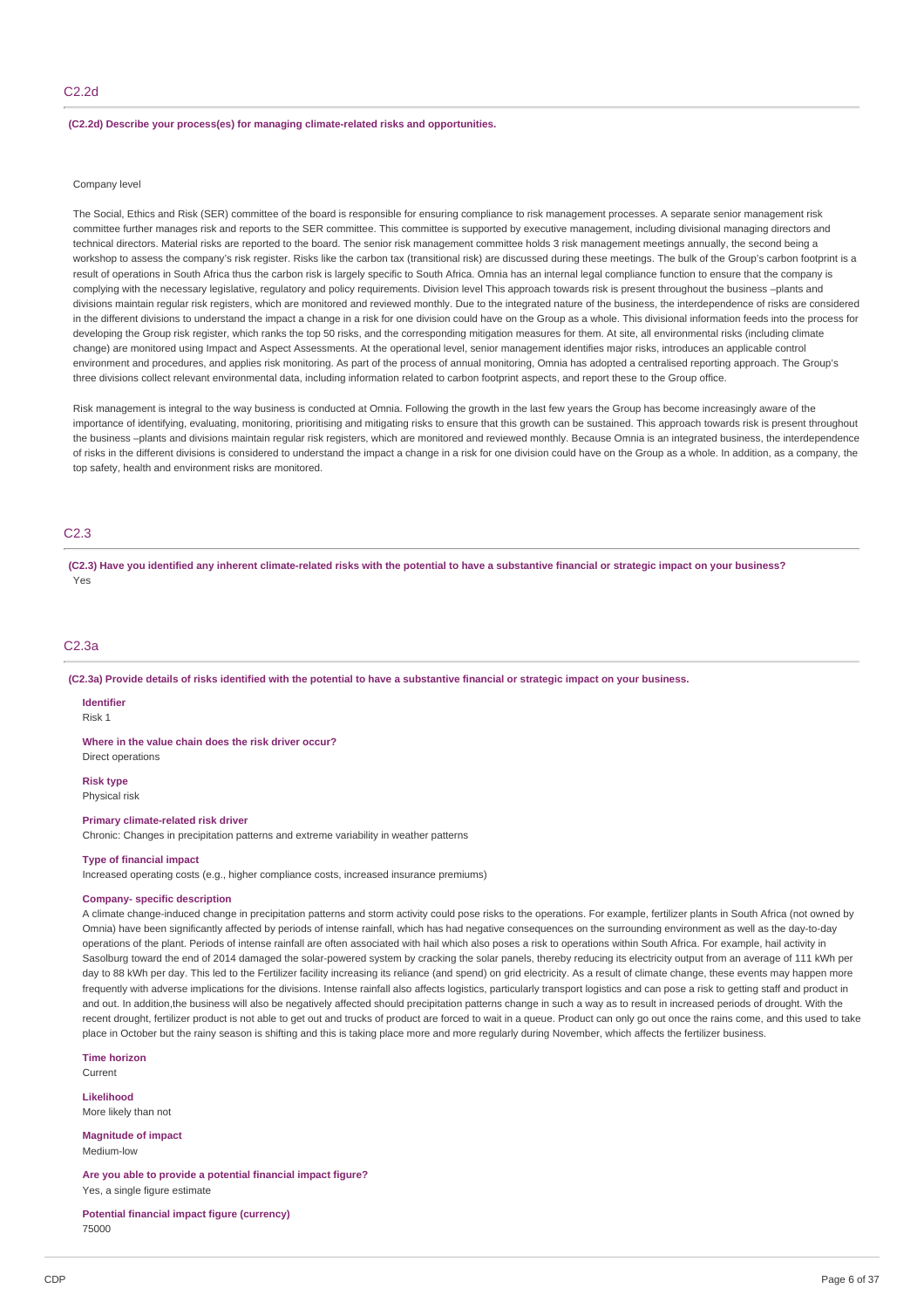## C2.2d

**(C2.2d) Describe your process(es) for managing climate-related risks and opportunities.**

Company level

The Social, Ethics and Risk (SER) committee of the board is responsible for ensuring compliance to risk management processes. A separate senior management risk committee further manages risk and reports to the SER committee. This committee is supported by executive management, including divisional managing directors and technical directors. Material risks are reported to the board. The senior risk management committee holds 3 risk management meetings annually, the second being a workshop to assess the company's risk register. Risks like the carbon tax (transitional risk) are discussed during these meetings. The bulk of the Group's carbon footprint is a result of operations in South Africa thus the carbon risk is largely specific to South Africa. Omnia has an internal legal compliance function to ensure that the company is complying with the necessary legislative, regulatory and policy requirements. Division level This approach towards risk is present throughout the business –plants and divisions maintain regular risk registers, which are monitored and reviewed monthly. Due to the integrated nature of the business, the interdependence of risks are considered in the different divisions to understand the impact a change in a risk for one division could have on the Group as a whole. This divisional information feeds into the process for developing the Group risk register, which ranks the top 50 risks, and the corresponding mitigation measures for them. At site, all environmental risks (including climate change) are monitored using Impact and Aspect Assessments. At the operational level, senior management identifies major risks, introduces an applicable control environment and procedures, and applies risk monitoring. As part of the process of annual monitoring, Omnia has adopted a centralised reporting approach. The Group's three divisions collect relevant environmental data, including information related to carbon footprint aspects, and report these to the Group office.

Risk management is integral to the way business is conducted at Omnia. Following the growth in the last few years the Group has become increasingly aware of the importance of identifying, evaluating, monitoring, prioritising and mitigating risks to ensure that this growth can be sustained. This approach towards risk is present throughout the business –plants and divisions maintain regular risk registers, which are monitored and reviewed monthly. Because Omnia is an integrated business, the interdependence of risks in the different divisions is considered to understand the impact a change in a risk for one division could have on the Group as a whole. In addition, as a company, the top safety, health and environment risks are monitored.

## C2.3

**(C2.3) Have you identified any inherent climate-related risks with the potential to have a substantive financial or strategic impact on your business?**

Yes

## C2.3a

**(C2.3a) Provide details of risks identified with the potential to have a substantive financial or strategic impact on your business.**

**Identifier**

Risk 1

**Where in the value chain does the risk driver occur?**

Direct operations

**Risk type**

Physical risk

**Primary climate-related risk driver**

Chronic: Changes in precipitation patterns and extreme variability in weather patterns

**Type of financial impact**

Increased operating costs (e.g., higher compliance costs, increased insurance premiums)

**Company- specific description**

A climate change-induced change in precipitation patterns and storm activity could pose risks to the operations. For example, fertilizer plants in South Africa (not owned by Omnia) have been significantly affected by periods of intense rainfall, which has had negative consequences on the surrounding environment as well as the day-to-day operations of the plant. Periods of intense rainfall are often associated with hail which also poses a risk to operations within South Africa. For example, hail activity in Sasolburg toward the end of 2014 damaged the solar-powered system by cracking the solar panels, thereby reducing its electricity output from an average of 111 kWh per day to 88 kWh per day. This led to the Fertilizer facility increasing its reliance (and spend) on grid electricity. As a result of climate change, these events may happen more frequently with adverse implications for the divisions. Intense rainfall also affects logistics, particularly transport logistics and can pose a risk to getting staff and product in and out. In addition,the business will also be negatively affected should precipitation patterns change in such a way as to result in increased periods of drought. With the recent drought, fertilizer product is not able to get out and trucks of product are forced to wait in a queue. Product can only go out once the rains come, and this used to take place in October but the rainy season is shifting and this is taking place more and more regularly during November, which affects the fertilizer business.

**Time horizon**

Current

**Likelihood**

More likely than not

**Magnitude of impact**

Medium-low

**Are you able to provide a potential financial impact figure?**

Yes, a single figure estimate

**Potential financial impact figure (currency)**

75000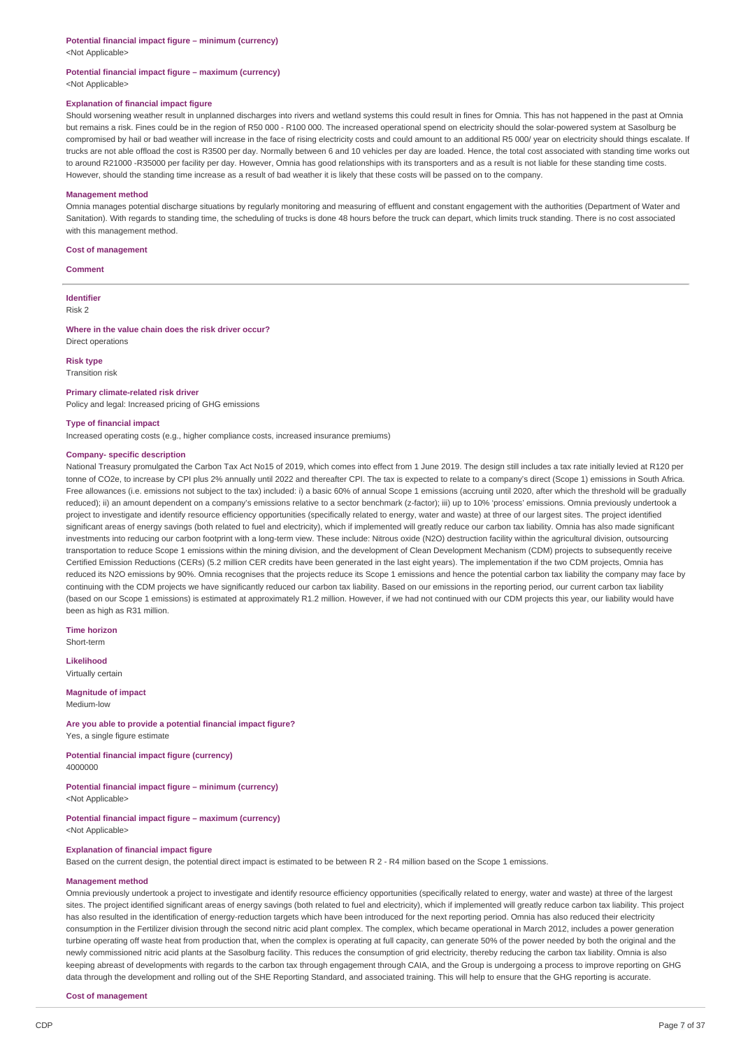**Potential financial impact figure – minimum (currency)**
<Not Applicable>

**Potential financial impact figure – maximum (currency)**
<Not Applicable>

**Explanation of financial impact figure**
Should worsening weather result in unplanned discharges into rivers and wetland systems this could result in fines for Omnia. This has not happened in the past at Omnia but remains a risk. Fines could be in the region of R50 000 - R100 000. The increased operational spend on electricity should the solar-powered system at Sasolburg be compromised by hail or bad weather will increase in the face of rising electricity costs and could amount to an additional R5 000/ year on electricity should things escalate. If trucks are not able offload the cost is R3500 per day. Normally between 6 and 10 vehicles per day are loaded. Hence, the total cost associated with standing time works out to around R21000 -R35000 per facility per day. However, Omnia has good relationships with its transporters and as a result is not liable for these standing time costs. However, should the standing time increase as a result of bad weather it is likely that these costs will be passed on to the company.

**Management method**
Omnia manages potential discharge situations by regularly monitoring and measuring of effluent and constant engagement with the authorities (Department of Water and Sanitation). With regards to standing time, the scheduling of trucks is done 48 hours before the truck can depart, which limits truck standing. There is no cost associated with this management method.

**Cost of management**

**Comment**

---

**Identifier**
Risk 2

**Where in the value chain does the risk driver occur?**
Direct operations

**Risk type**
Transition risk

**Primary climate-related risk driver**
Policy and legal: Increased pricing of GHG emissions

**Type of financial impact**
Increased operating costs (e.g., higher compliance costs, increased insurance premiums)

**Company- specific description**
National Treasury promulgated the Carbon Tax Act No15 of 2019, which comes into effect from 1 June 2019. The design still includes a tax rate initially levied at R120 per tonne of CO2e, to increase by CPI plus 2% annually until 2022 and thereafter CPI. The tax is expected to relate to a company's direct (Scope 1) emissions in South Africa. Free allowances (i.e. emissions not subject to the tax) included: i) a basic 60% of annual Scope 1 emissions (accruing until 2020, after which the threshold will be gradually reduced); ii) an amount dependent on a company's emissions relative to a sector benchmark (z-factor); iii) up to 10% 'process' emissions. Omnia previously undertook a project to investigate and identify resource efficiency opportunities (specifically related to energy, water and waste) at three of our largest sites. The project identified significant areas of energy savings (both related to fuel and electricity), which if implemented will greatly reduce our carbon tax liability. Omnia has also made significant investments into reducing our carbon footprint with a long-term view. These include: Nitrous oxide (N2O) destruction facility within the agricultural division, outsourcing transportation to reduce Scope 1 emissions within the mining division, and the development of Clean Development Mechanism (CDM) projects to subsequently receive Certified Emission Reductions (CERs) (5.2 million CER credits have been generated in the last eight years). The implementation if the two CDM projects, Omnia has reduced its N2O emissions by 90%. Omnia recognises that the projects reduce its Scope 1 emissions and hence the potential carbon tax liability the company may face by continuing with the CDM projects we have significantly reduced our carbon tax liability. Based on our emissions in the reporting period, our current carbon tax liability (based on our Scope 1 emissions) is estimated at approximately R1.2 million. However, if we had not continued with our CDM projects this year, our liability would have been as high as R31 million.

**Time horizon**
Short-term

**Likelihood**
Virtually certain

**Magnitude of impact**
Medium-low

**Are you able to provide a potential financial impact figure?**
Yes, a single figure estimate

**Potential financial impact figure (currency)**
4000000

**Potential financial impact figure – minimum (currency)**
<Not Applicable>

**Potential financial impact figure – maximum (currency)**
<Not Applicable>

**Explanation of financial impact figure**
Based on the current design, the potential direct impact is estimated to be between R 2 - R4 million based on the Scope 1 emissions.

**Management method**
Omnia previously undertook a project to investigate and identify resource efficiency opportunities (specifically related to energy, water and waste) at three of the largest sites. The project identified significant areas of energy savings (both related to fuel and electricity), which if implemented will greatly reduce carbon tax liability. This project has also resulted in the identification of energy-reduction targets which have been introduced for the next reporting period. Omnia has also reduced their electricity consumption in the Fertilizer division through the second nitric acid plant complex. The complex, which became operational in March 2012, includes a power generation turbine operating off waste heat from production that, when the complex is operating at full capacity, can generate 50% of the power needed by both the original and the newly commissioned nitric acid plants at the Sasolburg facility. This reduces the consumption of grid electricity, thereby reducing the carbon tax liability. Omnia is also keeping abreast of developments with regards to the carbon tax through engagement through CAIA, and the Group is undergoing a process to improve reporting on GHG data through the development and rolling out of the SHE Reporting Standard, and associated training. This will help to ensure that the GHG reporting is accurate.

**Cost of management**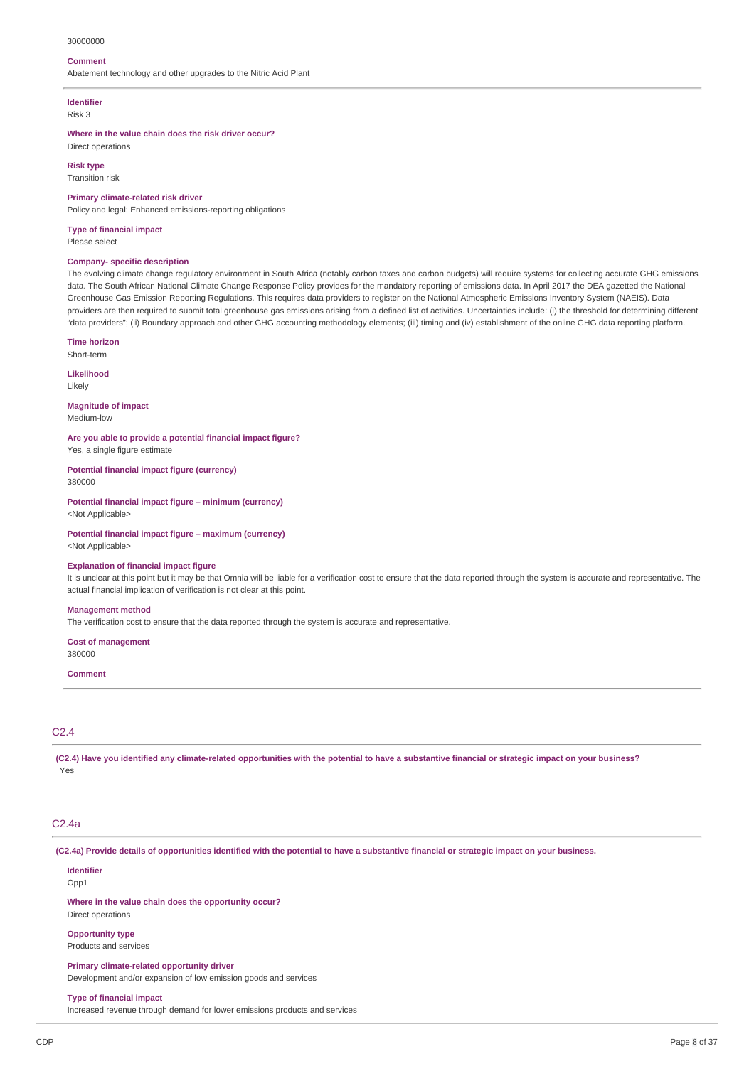30000000

**Comment**

Abatement technology and other upgrades to the Nitric Acid Plant

---

**Identifier**

Risk 3

**Where in the value chain does the risk driver occur?**

Direct operations

**Risk type**

Transition risk

**Primary climate-related risk driver**

Policy and legal: Enhanced emissions-reporting obligations

**Type of financial impact**

Please select

**Company- specific description**

The evolving climate change regulatory environment in South Africa (notably carbon taxes and carbon budgets) will require systems for collecting accurate GHG emissions data. The South African National Climate Change Response Policy provides for the mandatory reporting of emissions data. In April 2017 the DEA gazetted the National Greenhouse Gas Emission Reporting Regulations. This requires data providers to register on the National Atmospheric Emissions Inventory System (NAEIS). Data providers are then required to submit total greenhouse gas emissions arising from a defined list of activities. Uncertainties include: (i) the threshold for determining different "data providers"; (ii) Boundary approach and other GHG accounting methodology elements; (iii) timing and (iv) establishment of the online GHG data reporting platform.

**Time horizon**

Short-term

**Likelihood**

Likely

**Magnitude of impact**

Medium-low

**Are you able to provide a potential financial impact figure?**

Yes, a single figure estimate

**Potential financial impact figure (currency)**

380000

**Potential financial impact figure – minimum (currency)**

<Not Applicable>

**Potential financial impact figure – maximum (currency)**

<Not Applicable>

**Explanation of financial impact figure**

It is unclear at this point but it may be that Omnia will be liable for a verification cost to ensure that the data reported through the system is accurate and representative. The actual financial implication of verification is not clear at this point.

**Management method**

The verification cost to ensure that the data reported through the system is accurate and representative.

**Cost of management**

380000

**Comment**

---

## C2.4

**(C2.4) Have you identified any climate-related opportunities with the potential to have a substantive financial or strategic impact on your business?**

Yes

## C2.4a

**(C2.4a) Provide details of opportunities identified with the potential to have a substantive financial or strategic impact on your business.**

**Identifier**

Opp1

**Where in the value chain does the opportunity occur?**

Direct operations

**Opportunity type**

Products and services

**Primary climate-related opportunity driver**

Development and/or expansion of low emission goods and services

**Type of financial impact**

Increased revenue through demand for lower emissions products and services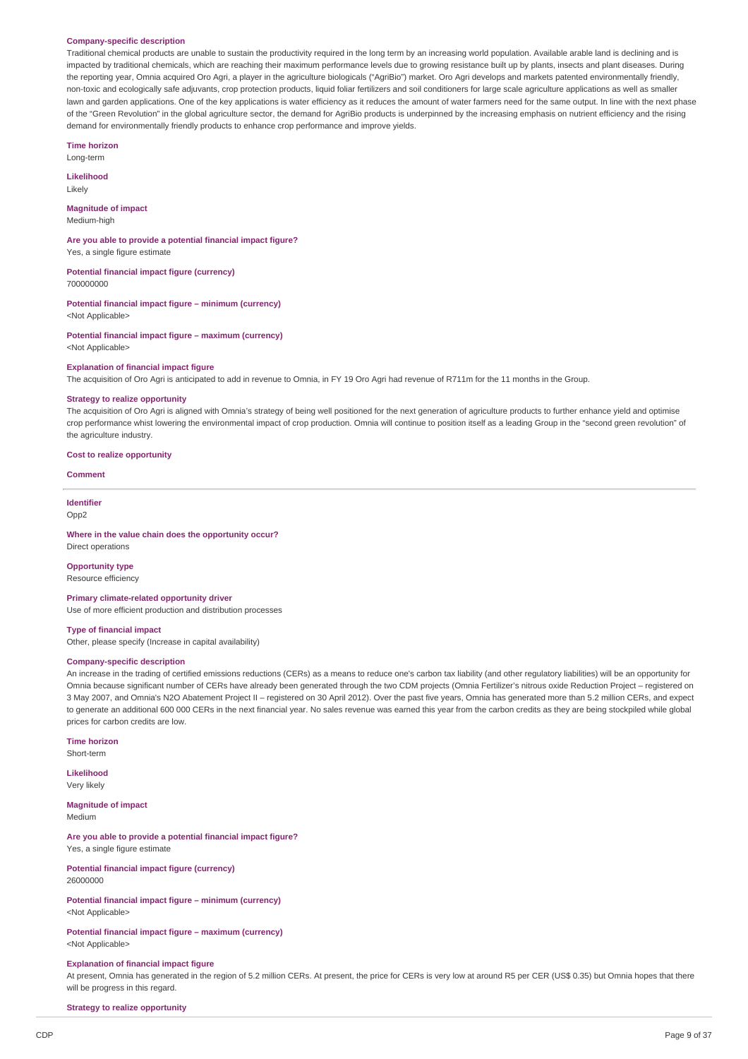**Company-specific description**

Traditional chemical products are unable to sustain the productivity required in the long term by an increasing world population. Available arable land is declining and is impacted by traditional chemicals, which are reaching their maximum performance levels due to growing resistance built up by plants, insects and plant diseases. During the reporting year, Omnia acquired Oro Agri, a player in the agriculture biologicals ("AgriBio") market. Oro Agri develops and markets patented environmentally friendly, non-toxic and ecologically safe adjuvants, crop protection products, liquid foliar fertilizers and soil conditioners for large scale agriculture applications as well as smaller lawn and garden applications. One of the key applications is water efficiency as it reduces the amount of water farmers need for the same output. In line with the next phase of the "Green Revolution" in the global agriculture sector, the demand for AgriBio products is underpinned by the increasing emphasis on nutrient efficiency and the rising demand for environmentally friendly products to enhance crop performance and improve yields.

**Time horizon**

Long-term

**Likelihood**

Likely

**Magnitude of impact**

Medium-high

**Are you able to provide a potential financial impact figure?**

Yes, a single figure estimate

**Potential financial impact figure (currency)**

700000000

**Potential financial impact figure – minimum (currency)**

<Not Applicable>

**Potential financial impact figure – maximum (currency)**

<Not Applicable>

**Explanation of financial impact figure**

The acquisition of Oro Agri is anticipated to add in revenue to Omnia, in FY 19 Oro Agri had revenue of R711m for the 11 months in the Group.

**Strategy to realize opportunity**

The acquisition of Oro Agri is aligned with Omnia's strategy of being well positioned for the next generation of agriculture products to further enhance yield and optimise crop performance whist lowering the environmental impact of crop production. Omnia will continue to position itself as a leading Group in the "second green revolution" of the agriculture industry.

**Cost to realize opportunity**

**Comment**

---

**Identifier**

Opp2

**Where in the value chain does the opportunity occur?**

Direct operations

**Opportunity type**

Resource efficiency

**Primary climate-related opportunity driver**

Use of more efficient production and distribution processes

**Type of financial impact**

Other, please specify (Increase in capital availability)

**Company-specific description**

An increase in the trading of certified emissions reductions (CERs) as a means to reduce one's carbon tax liability (and other regulatory liabilities) will be an opportunity for Omnia because significant number of CERs have already been generated through the two CDM projects (Omnia Fertilizer's nitrous oxide Reduction Project – registered on 3 May 2007, and Omnia's N2O Abatement Project II – registered on 30 April 2012). Over the past five years, Omnia has generated more than 5.2 million CERs, and expect to generate an additional 600 000 CERs in the next financial year. No sales revenue was earned this year from the carbon credits as they are being stockpiled while global prices for carbon credits are low.

**Time horizon**

Short-term

**Likelihood**

Very likely

**Magnitude of impact**

Medium

**Are you able to provide a potential financial impact figure?**

Yes, a single figure estimate

**Potential financial impact figure (currency)**

26000000

**Potential financial impact figure – minimum (currency)**

<Not Applicable>

**Potential financial impact figure – maximum (currency)**

<Not Applicable>

**Explanation of financial impact figure**

At present, Omnia has generated in the region of 5.2 million CERs. At present, the price for CERs is very low at around R5 per CER (US$ 0.35) but Omnia hopes that there will be progress in this regard.

**Strategy to realize opportunity**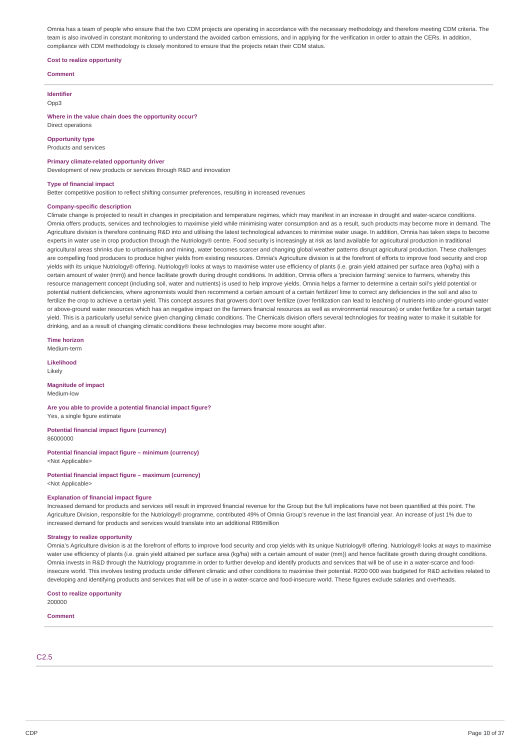Omnia has a team of people who ensure that the two CDM projects are operating in accordance with the necessary methodology and therefore meeting CDM criteria. The team is also involved in constant monitoring to understand the avoided carbon emissions, and in applying for the verification in order to attain the CERs. In addition, compliance with CDM methodology is closely monitored to ensure that the projects retain their CDM status.

**Cost to realize opportunity**

**Comment**

---

**Identifier**
Opp3

**Where in the value chain does the opportunity occur?**
Direct operations

**Opportunity type**
Products and services

**Primary climate-related opportunity driver**
Development of new products or services through R&D and innovation

**Type of financial impact**
Better competitive position to reflect shifting consumer preferences, resulting in increased revenues

**Company-specific description**
Climate change is projected to result in changes in precipitation and temperature regimes, which may manifest in an increase in drought and water-scarce conditions. Omnia offers products, services and technologies to maximise yield while minimising water consumption and as a result, such products may become more in demand. The Agriculture division is therefore continuing R&D into and utilising the latest technological advances to minimise water usage. In addition, Omnia has taken steps to become experts in water use in crop production through the Nutriology® centre. Food security is increasingly at risk as land available for agricultural production in traditional agricultural areas shrinks due to urbanisation and mining, water becomes scarcer and changing global weather patterns disrupt agricultural production. These challenges are compelling food producers to produce higher yields from existing resources. Omnia's Agriculture division is at the forefront of efforts to improve food security and crop yields with its unique Nutriology® offering. Nutriology® looks at ways to maximise water use efficiency of plants (i.e. grain yield attained per surface area (kg/ha) with a certain amount of water (mm)) and hence facilitate growth during drought conditions. In addition, Omnia offers a 'precision farming' service to farmers, whereby this resource management concept (including soil, water and nutrients) is used to help improve yields. Omnia helps a farmer to determine a certain soil's yield potential or potential nutrient deficiencies, where agronomists would then recommend a certain amount of a certain fertilizer/ lime to correct any deficiencies in the soil and also to fertilize the crop to achieve a certain yield. This concept assures that growers don't over fertilize (over fertilization can lead to leaching of nutrients into under-ground water or above-ground water resources which has an negative impact on the farmers financial resources as well as environmental resources) or under fertilize for a certain target yield. This is a particularly useful service given changing climatic conditions. The Chemicals division offers several technologies for treating water to make it suitable for drinking, and as a result of changing climatic conditions these technologies may become more sought after.

**Time horizon**
Medium-term

**Likelihood**
Likely

**Magnitude of impact**
Medium-low

**Are you able to provide a potential financial impact figure?**
Yes, a single figure estimate

**Potential financial impact figure (currency)**
86000000

**Potential financial impact figure – minimum (currency)**
<Not Applicable>

**Potential financial impact figure – maximum (currency)**
<Not Applicable>

**Explanation of financial impact figure**
Increased demand for products and services will result in improved financial revenue for the Group but the full implications have not been quantified at this point. The Agriculture Division, responsible for the Nutriology® programme, contributed 49% of Omnia Group's revenue in the last financial year. An increase of just 1% due to increased demand for products and services would translate into an additional R86million

**Strategy to realize opportunity**
Omnia's Agriculture division is at the forefront of efforts to improve food security and crop yields with its unique Nutriology® offering. Nutriology® looks at ways to maximise water use efficiency of plants (i.e. grain yield attained per surface area (kg/ha) with a certain amount of water (mm)) and hence facilitate growth during drought conditions. Omnia invests in R&D through the Nutriology programme in order to further develop and identify products and services that will be of use in a water-scarce and food-insecure world. This involves testing products under different climatic and other conditions to maximise their potential. R200 000 was budgeted for R&D activities related to developing and identifying products and services that will be of use in a water-scarce and food-insecure world. These figures exclude salaries and overheads.

**Cost to realize opportunity**
200000

**Comment**

---

## C2.5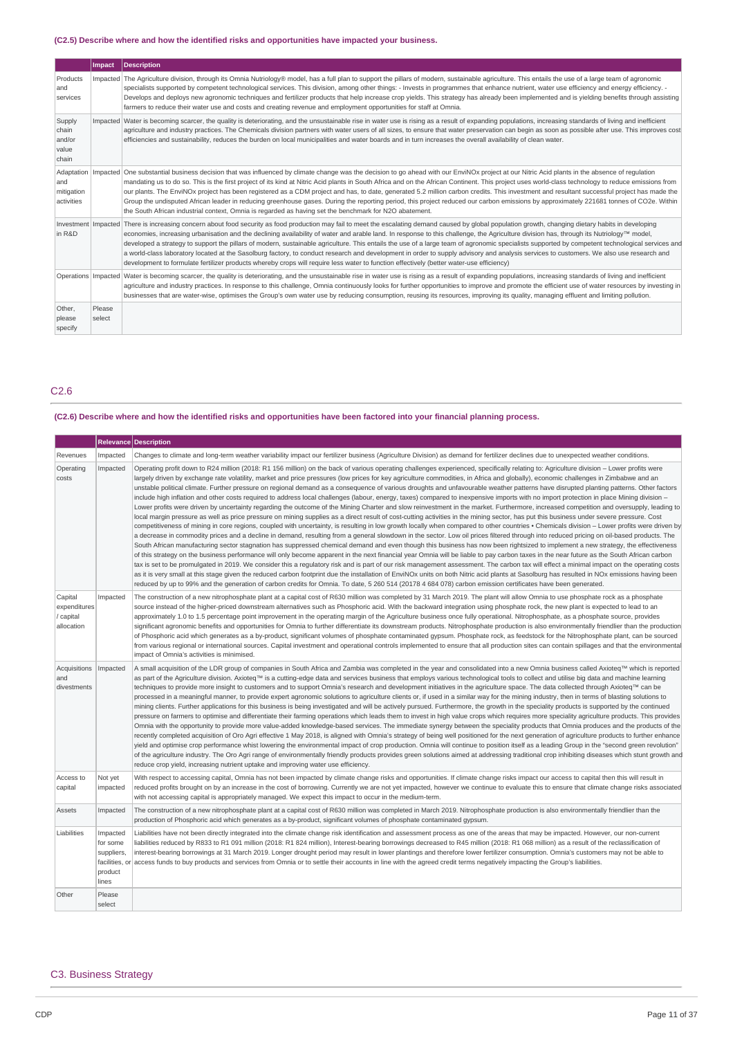### (C2.5) Describe where and how the identified risks and opportunities have impacted your business.

| | Impact | Description |
|---|---|---|
| Products and services | Impacted | The Agriculture division, through its Omnia Nutriology® model, has a full plan to support the pillars of modern, sustainable agriculture. This entails the use of a large team of agronomic specialists supported by competent technological services. This division, among other things: - Invests in programmes that enhance nutrient, water use efficiency and energy efficiency. - Develops and deploys new agronomic techniques and fertilizer products that help increase crop yields. This strategy has already been implemented and is yielding benefits through assisting farmers to reduce their water use and costs and creating revenue and employment opportunities for staff at Omnia. |
| Supply chain and/or value chain | Impacted | Water is becoming scarcer, the quality is deteriorating, and the unsustainable rise in water use is rising as a result of expanding populations, increasing standards of living and inefficient agriculture and industry practices. The Chemicals division partners with water users of all sizes, to ensure that water preservation can begin as soon as possible after use. This improves cost efficiencies and sustainability, reduces the burden on local municipalities and water boards and in turn increases the overall availability of clean water. |
| Adaptation and mitigation activities | Impacted | One substantial business decision that was influenced by climate change was the decision to go ahead with our EnviNOx project at our Nitric Acid plants in the absence of regulation mandating us to do so. This is the first project of its kind at Nitric Acid plants in South Africa and on the African Continent. This project uses world-class technology to reduce emissions from our plants. The EnviNOx project has been registered as a CDM project and has, to date, generated 5.2 million carbon credits. This investment and resultant successful project has made the Group the undisputed African leader in reducing greenhouse gases. During the reporting period, this project reduced our carbon emissions by approximately 221681 tonnes of CO2e. Within the South African industrial context, Omnia is regarded as having set the benchmark for N2O abatement. |
| Investment in R&D | Impacted | There is increasing concern about food security as food production may fail to meet the escalating demand caused by global population growth, changing dietary habits in developing economies, increasing urbanisation and the declining availability of water and arable land. In response to this challenge, the Agriculture division has, through its Nutriology™ model, developed a strategy to support the pillars of modern, sustainable agriculture. This entails the use of a large team of agronomic specialists supported by competent technological services and a world-class laboratory located at the Sasolburg factory, to conduct research and development in order to supply advisory and analysis services to customers. We also use research and development to formulate fertilizer products whereby crops will require less water to function effectively (better water-use efficiency) |
| Operations | Impacted | Water is becoming scarcer, the quality is deteriorating, and the unsustainable rise in water use is rising as a result of expanding populations, increasing standards of living and inefficient agriculture and industry practices. In response to this challenge, Omnia continuously looks for further opportunities to improve and promote the efficient use of water resources by investing in businesses that are water-wise, optimises the Group's own water use by reducing consumption, reusing its resources, improving its quality, managing effluent and limiting pollution. |
| Other, please specify | Please select | |

## C2.6

### (C2.6) Describe where and how the identified risks and opportunities have been factored into your financial planning process.

| | Relevance | Description |
|---|---|---|
| Revenues | Impacted | Changes to climate and long-term weather variability impact our fertilizer business (Agriculture Division) as demand for fertilizer declines due to unexpected weather conditions. |
| Operating costs | Impacted | Operating profit down to R24 million (2018: R1 156 million) on the back of various operating challenges experienced, specifically relating to: Agriculture division – Lower profits were largely driven by exchange rate volatility, market and price pressures (low prices for key agriculture commodities, in Africa and globally), economic challenges in Zimbabwe and an unstable political climate. Further pressure on regional demand as a consequence of various droughts and unfavourable weather patterns have disrupted planting patterns. Other factors include high inflation and other costs required to address local challenges (labour, energy, taxes) compared to inexpensive imports with no import protection in place Mining division – Lower profits were driven by uncertainty regarding the outcome of the Mining Charter and slow reinvestment in the market. Furthermore, increased competition and oversupply, leading to local margin pressure as well as price pressure on mining supplies as a direct result of cost-cutting activities in the mining sector, has put this business under severe pressure. Cost competitiveness of mining in core regions, coupled with uncertainty, is resulting in low growth locally when compared to other countries • Chemicals division – Lower profits were driven by a decrease in commodity prices and a decline in demand, resulting from a general slowdown in the sector. Low oil prices filtered through into reduced pricing on oil-based products. The South African manufacturing sector stagnation has suppressed chemical demand and even though this business has now been rightsized to implement a new strategy, the effectiveness of this strategy on the business performance will only become apparent in the next financial year Omnia will be liable to pay carbon taxes in the near future as the South African carbon tax is set to be promulgated in 2019. We consider this a regulatory risk and is part of our risk management assessment. The carbon tax will effect a minimal impact on the operating costs as it is very small at this stage given the reduced carbon footprint due the installation of EnviNOx units on both Nitric acid plants at Sasolburg has resulted in NOx emissions having been reduced by up to 99% and the generation of carbon credits for Omnia. To date, 5 260 514 (20178 4 684 078) carbon emission certificates have been generated. |
| Capital expenditures / capital allocation | Impacted | The construction of a new nitrophosphate plant at a capital cost of R630 million was completed by 31 March 2019. The plant will allow Omnia to use phosphate rock as a phosphate source instead of the higher-priced downstream alternatives such as Phosphoric acid. With the backward integration using phosphate rock, the new plant is expected to lead to an approximately 1.0 to 1.5 percentage point improvement in the operating margin of the Agriculture business once fully operational. Nitrophosphate, as a phosphate source, provides significant agronomic benefits and opportunities for Omnia to further differentiate its downstream products. Nitrophosphate production is also environmentally friendlier than the production of Phosphoric acid which generates as a by-product, significant volumes of phosphate contaminated gypsum. Phosphate rock, as feedstock for the Nitrophosphate plant, can be sourced from various regional or international sources. Capital investment and operational controls implemented to ensure that all production sites can contain spillages and that the environmental impact of Omnia's activities is minimised. |
| Acquisitions and divestments | Impacted | A small acquisition of the LDR group of companies in South Africa and Zambia was completed in the year and consolidated into a new Omnia business called Axioteq™ which is reported as part of the Agriculture division. Axioteq™ is a cutting-edge data and services business that employs various technological tools to collect and utilise big data and machine learning techniques to provide more insight to customers and to support Omnia's research and development initiatives in the agriculture space. The data collected through Axioteq™ can be processed in a meaningful manner, to provide expert agronomic solutions to agriculture clients or, if used in a similar way for the mining industry, then in terms of blasting solutions to mining clients. Further applications for this business is being investigated and will be actively pursued. Furthermore, the growth in the speciality products is supported by the continued pressure on farmers to optimise and differentiate their farming operations which leads them to invest in high value crops which requires more speciality agriculture products. This provides Omnia with the opportunity to provide more value-added knowledge-based services. The immediate synergy between the speciality products that Omnia produces and the products of the recently completed acquisition of Oro Agri effective 1 May 2018, is aligned with Omnia's strategy of being well positioned for the next generation of agriculture products to further enhance yield and optimise crop performance whist lowering the environmental impact of crop production. Omnia will continue to position itself as a leading Group in the "second green revolution" of the agriculture industry. The Oro Agri range of environmentally friendly products provides green solutions aimed at addressing traditional crop inhibiting diseases which stunt growth and reduce crop yield, increasing nutrient uptake and improving water use efficiency. |
| Access to capital | Not yet impacted | With respect to accessing capital, Omnia has not been impacted by climate change risks and opportunities. If climate change risks impact our access to capital then this will result in reduced profits brought on by an increase in the cost of borrowing. Currently we are not yet impacted, however we continue to evaluate this to ensure that climate change risks associated with not accessing capital is appropriately managed. We expect this impact to occur in the medium-term. |
| Assets | Impacted | The construction of a new nitrophosphate plant at a capital cost of R630 million was completed in March 2019. Nitrophosphate production is also environmentally friendlier than the production of Phosphoric acid which generates as a by-product, significant volumes of phosphate contaminated gypsum. |
| Liabilities | Impacted for some suppliers, facilities, or product lines | Liabilities have not been directly integrated into the climate change risk identification and assessment process as one of the areas that may be impacted. However, our non-current liabilities reduced by R833 to R1 091 million (2018: R1 824 million), Interest-bearing borrowings decreased to R45 million (2018: R1 068 million) as a result of the reclassification of interest-bearing borrowings at 31 March 2019. Longer drought period may result in lower plantings and therefore lower fertilizer consumption. Omnia's customers may not be able to access funds to buy products and services from Omnia or to settle their accounts in line with the agreed credit terms negatively impacting the Group's liabilities. |
| Other | Please select | |

## C3. Business Strategy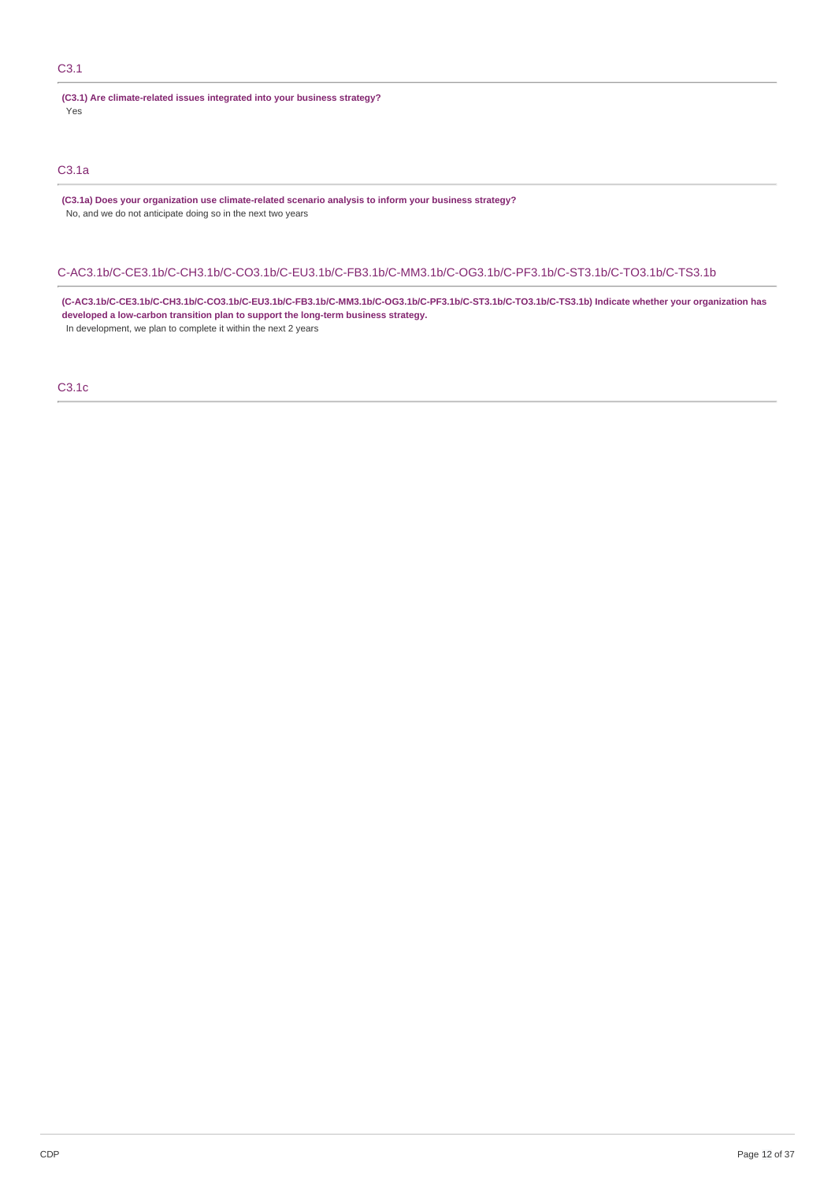## C3.1

**(C3.1) Are climate-related issues integrated into your business strategy?**

Yes

## C3.1a

**(C3.1a) Does your organization use climate-related scenario analysis to inform your business strategy?**

No, and we do not anticipate doing so in the next two years

## C-AC3.1b/C-CE3.1b/C-CH3.1b/C-CO3.1b/C-EU3.1b/C-FB3.1b/C-MM3.1b/C-OG3.1b/C-PF3.1b/C-ST3.1b/C-TO3.1b/C-TS3.1b

**(C-AC3.1b/C-CE3.1b/C-CH3.1b/C-CO3.1b/C-EU3.1b/C-FB3.1b/C-MM3.1b/C-OG3.1b/C-PF3.1b/C-ST3.1b/C-TO3.1b/C-TS3.1b) Indicate whether your organization has developed a low-carbon transition plan to support the long-term business strategy.**

In development, we plan to complete it within the next 2 years

## C3.1c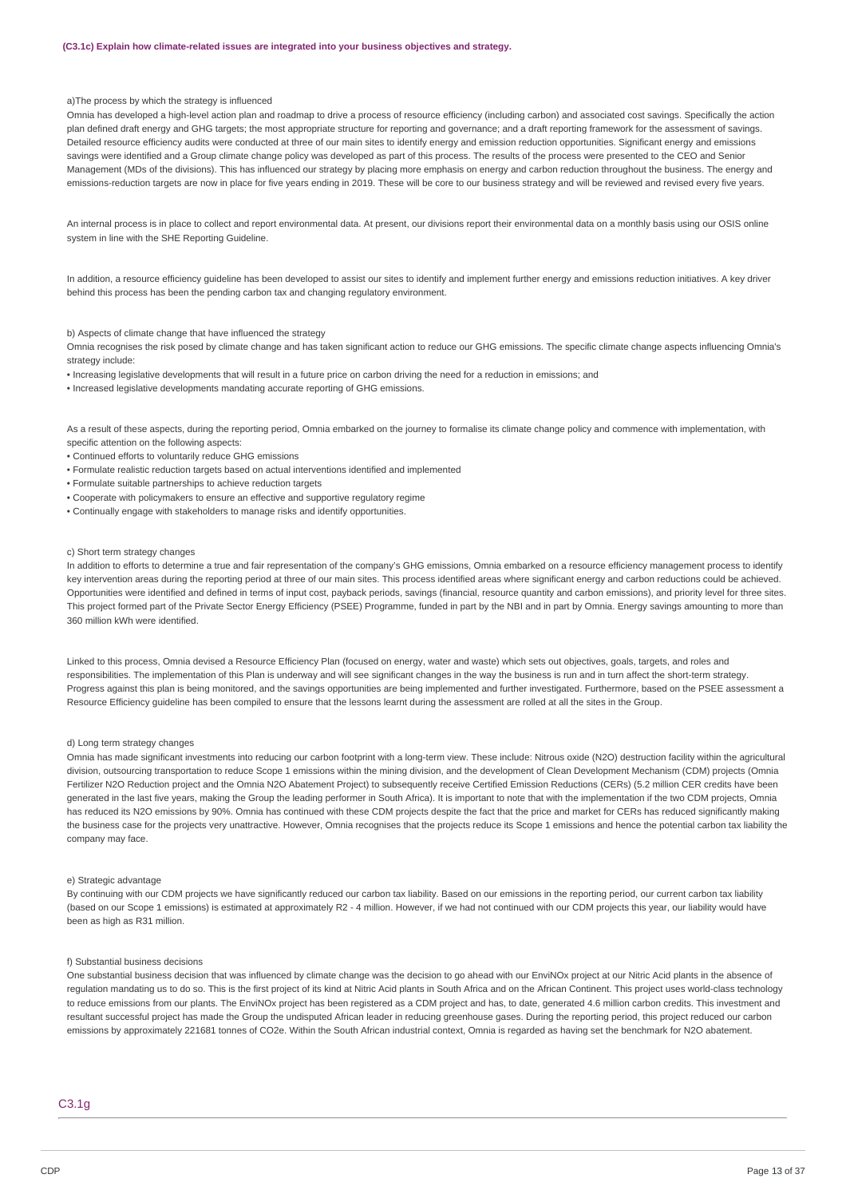#### (C3.1c) Explain how climate-related issues are integrated into your business objectives and strategy.

a)The process by which the strategy is influenced

Omnia has developed a high-level action plan and roadmap to drive a process of resource efficiency (including carbon) and associated cost savings. Specifically the action plan defined draft energy and GHG targets; the most appropriate structure for reporting and governance; and a draft reporting framework for the assessment of savings. Detailed resource efficiency audits were conducted at three of our main sites to identify energy and emission reduction opportunities. Significant energy and emissions savings were identified and a Group climate change policy was developed as part of this process. The results of the process were presented to the CEO and Senior Management (MDs of the divisions). This has influenced our strategy by placing more emphasis on energy and carbon reduction throughout the business. The energy and emissions-reduction targets are now in place for five years ending in 2019. These will be core to our business strategy and will be reviewed and revised every five years.

An internal process is in place to collect and report environmental data. At present, our divisions report their environmental data on a monthly basis using our OSIS online system in line with the SHE Reporting Guideline.

In addition, a resource efficiency guideline has been developed to assist our sites to identify and implement further energy and emissions reduction initiatives. A key driver behind this process has been the pending carbon tax and changing regulatory environment.

b) Aspects of climate change that have influenced the strategy

Omnia recognises the risk posed by climate change and has taken significant action to reduce our GHG emissions. The specific climate change aspects influencing Omnia's strategy include:

- Increasing legislative developments that will result in a future price on carbon driving the need for a reduction in emissions; and
- Increased legislative developments mandating accurate reporting of GHG emissions.

As a result of these aspects, during the reporting period, Omnia embarked on the journey to formalise its climate change policy and commence with implementation, with specific attention on the following aspects:

- Continued efforts to voluntarily reduce GHG emissions
- Formulate realistic reduction targets based on actual interventions identified and implemented
- Formulate suitable partnerships to achieve reduction targets
- Cooperate with policymakers to ensure an effective and supportive regulatory regime
- Continually engage with stakeholders to manage risks and identify opportunities.

c) Short term strategy changes

In addition to efforts to determine a true and fair representation of the company's GHG emissions, Omnia embarked on a resource efficiency management process to identify key intervention areas during the reporting period at three of our main sites. This process identified areas where significant energy and carbon reductions could be achieved. Opportunities were identified and defined in terms of input cost, payback periods, savings (financial, resource quantity and carbon emissions), and priority level for three sites. This project formed part of the Private Sector Energy Efficiency (PSEE) Programme, funded in part by the NBI and in part by Omnia. Energy savings amounting to more than 360 million kWh were identified.

Linked to this process, Omnia devised a Resource Efficiency Plan (focused on energy, water and waste) which sets out objectives, goals, targets, and roles and responsibilities. The implementation of this Plan is underway and will see significant changes in the way the business is run and in turn affect the short-term strategy. Progress against this plan is being monitored, and the savings opportunities are being implemented and further investigated. Furthermore, based on the PSEE assessment a Resource Efficiency guideline has been compiled to ensure that the lessons learnt during the assessment are rolled at all the sites in the Group.

d) Long term strategy changes

Omnia has made significant investments into reducing our carbon footprint with a long-term view. These include: Nitrous oxide ($N_2O$) destruction facility within the agricultural division, outsourcing transportation to reduce Scope 1 emissions within the mining division, and the development of Clean Development Mechanism (CDM) projects (Omnia Fertilizer $N_2O$ Reduction project and the Omnia $N_2O$ Abatement Project) to subsequently receive Certified Emission Reductions (CERs) (5.2 million CER credits have been generated in the last five years, making the Group the leading performer in South Africa). It is important to note that with the implementation if the two CDM projects, Omnia has reduced its $N_2O$ emissions by 90%. Omnia has continued with these CDM projects despite the fact that the price and market for CERs has reduced significantly making the business case for the projects very unattractive. However, Omnia recognises that the projects reduce its Scope 1 emissions and hence the potential carbon tax liability the company may face.

e) Strategic advantage

By continuing with our CDM projects we have significantly reduced our carbon tax liability. Based on our emissions in the reporting period, our current carbon tax liability (based on our Scope 1 emissions) is estimated at approximately R2 - 4 million. However, if we had not continued with our CDM projects this year, our liability would have been as high as R31 million.

f) Substantial business decisions

One substantial business decision that was influenced by climate change was the decision to go ahead with our EnviNOx project at our Nitric Acid plants in the absence of regulation mandating us to do so. This is the first project of its kind at Nitric Acid plants in South Africa and on the African Continent. This project uses world-class technology to reduce emissions from our plants. The EnviNOx project has been registered as a CDM project and has, to date, generated 4.6 million carbon credits. This investment and resultant successful project has made the Group the undisputed African leader in reducing greenhouse gases. During the reporting period, this project reduced our carbon emissions by approximately 221681 tonnes of $CO_2e$. Within the South African industrial context, Omnia is regarded as having set the benchmark for $N_2O$ abatement.

## C3.1g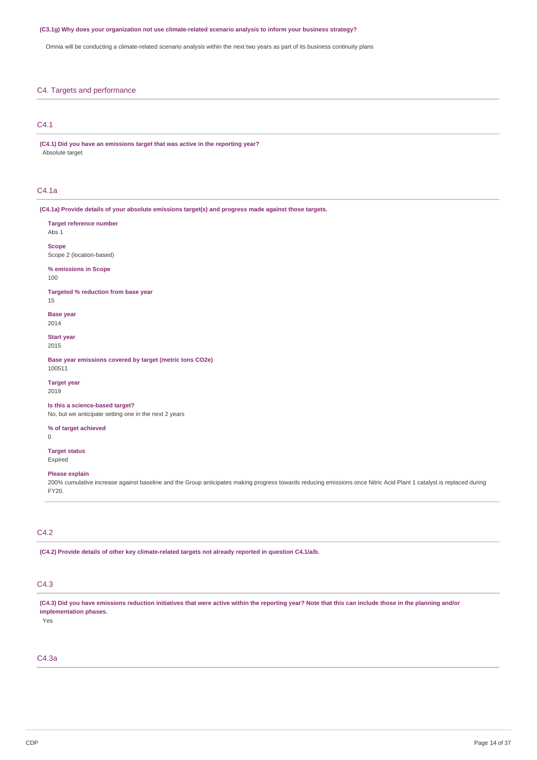**(C3.1g) Why does your organization not use climate-related scenario analysis to inform your business strategy?**

Omnia will be conducting a climate-related scenario analysis within the next two years as part of its business continuity plans

## C4. Targets and performance

### C4.1

**(C4.1) Did you have an emissions target that was active in the reporting year?**

Absolute target

### C4.1a

**(C4.1a) Provide details of your absolute emissions target(s) and progress made against those targets.**

**Target reference number**
Abs 1

**Scope**
Scope 2 (location-based)

**% emissions in Scope**
100

**Targeted % reduction from base year**
15

**Base year**
2014

**Start year**
2015

**Base year emissions covered by target (metric tons CO2e)**
100511

**Target year**
2019

**Is this a science-based target?**
No, but we anticipate setting one in the next 2 years

**% of target achieved**
0

**Target status**
Expired

**Please explain**
200% cumulative increase against baseline and the Group anticipates making progress towards reducing emissions once Nitric Acid Plant 1 catalyst is replaced during FY20.

### C4.2

**(C4.2) Provide details of other key climate-related targets not already reported in question C4.1/a/b.**

### C4.3

**(C4.3) Did you have emissions reduction initiatives that were active within the reporting year? Note that this can include those in the planning and/or implementation phases.**

Yes

### C4.3a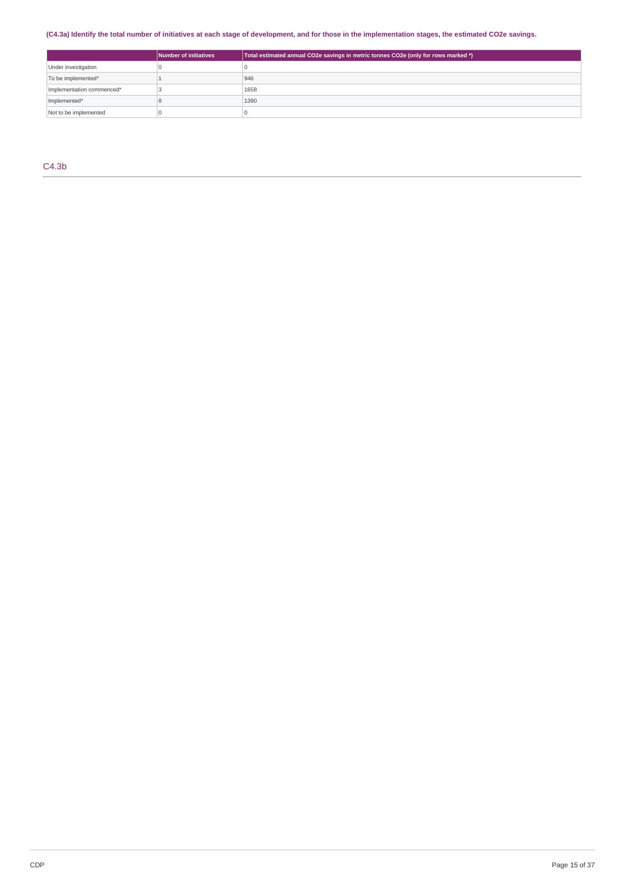**(C4.3a) Identify the total number of initiatives at each stage of development, and for those in the implementation stages, the estimated CO2e savings.**

| | Number of initiatives | Total estimated annual CO2e savings in metric tonnes CO2e (only for rows marked *) |
|---|---|---|
| Under investigation | 0 | 0 |
| To be implemented* | 1 | 946 |
| Implementation commenced* | 3 | 1658 |
| Implemented* | 8 | 1390 |
| Not to be implemented | 0 | 0 |

## C4.3b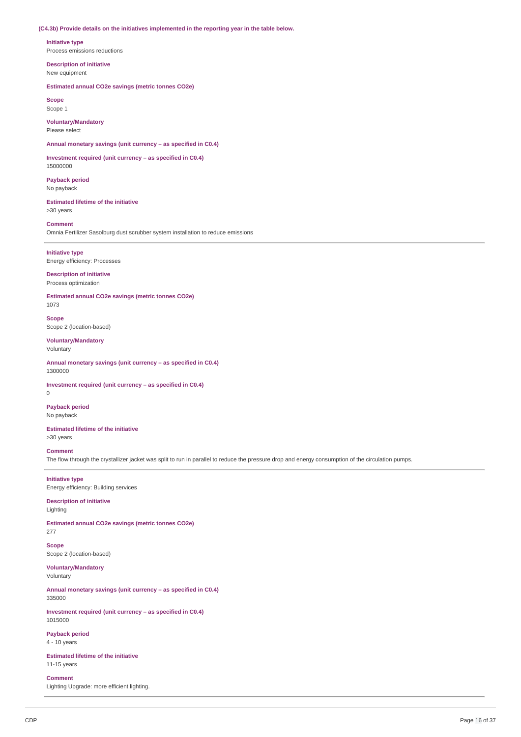**(C4.3b) Provide details on the initiatives implemented in the reporting year in the table below.**

**Initiative type**
Process emissions reductions

**Description of initiative**
New equipment

**Estimated annual CO2e savings (metric tonnes CO2e)**

**Scope**
Scope 1

**Voluntary/Mandatory**
Please select

**Annual monetary savings (unit currency – as specified in C0.4)**

**Investment required (unit currency – as specified in C0.4)**
15000000

**Payback period**
No payback

**Estimated lifetime of the initiative**
>30 years

**Comment**
Omnia Fertilizer Sasolburg dust scrubber system installation to reduce emissions

---

**Initiative type**
Energy efficiency: Processes

**Description of initiative**
Process optimization

**Estimated annual CO2e savings (metric tonnes CO2e)**
1073

**Scope**
Scope 2 (location-based)

**Voluntary/Mandatory**
Voluntary

**Annual monetary savings (unit currency – as specified in C0.4)**
1300000

**Investment required (unit currency – as specified in C0.4)**
0

**Payback period**
No payback

**Estimated lifetime of the initiative**
>30 years

**Comment**
The flow through the crystallizer jacket was split to run in parallel to reduce the pressure drop and energy consumption of the circulation pumps.

---

**Initiative type**
Energy efficiency: Building services

**Description of initiative**
Lighting

**Estimated annual CO2e savings (metric tonnes CO2e)**
277

**Scope**
Scope 2 (location-based)

**Voluntary/Mandatory**
Voluntary

**Annual monetary savings (unit currency – as specified in C0.4)**
335000

**Investment required (unit currency – as specified in C0.4)**
1015000

**Payback period**
4 - 10 years

**Estimated lifetime of the initiative**
11-15 years

**Comment**
Lighting Upgrade: more efficient lighting.

---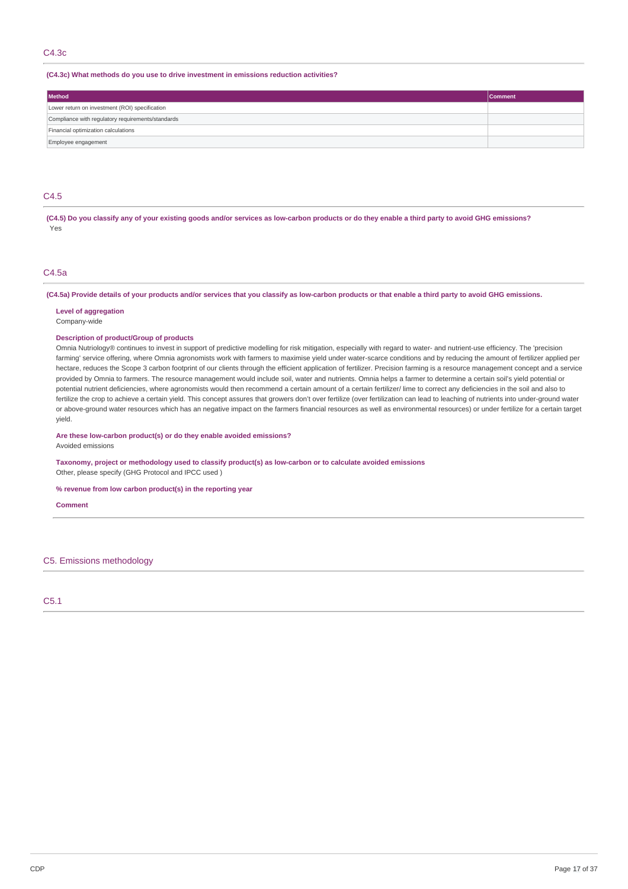## C4.3c

**(C4.3c) What methods do you use to drive investment in emissions reduction activities?**

| Method | Comment |
|---|---|
| Lower return on investment (ROI) specification | |
| Compliance with regulatory requirements/standards | |
| Financial optimization calculations | |
| Employee engagement | |

## C4.5

**(C4.5) Do you classify any of your existing goods and/or services as low-carbon products or do they enable a third party to avoid GHG emissions?**

Yes

## C4.5a

**(C4.5a) Provide details of your products and/or services that you classify as low-carbon products or that enable a third party to avoid GHG emissions.**

**Level of aggregation**

Company-wide

**Description of product/Group of products**

Omnia Nutriology® continues to invest in support of predictive modelling for risk mitigation, especially with regard to water- and nutrient-use efficiency. The 'precision farming' service offering, where Omnia agronomists work with farmers to maximise yield under water-scarce conditions and by reducing the amount of fertilizer applied per hectare, reduces the Scope 3 carbon footprint of our clients through the efficient application of fertilizer. Precision farming is a resource management concept and a service provided by Omnia to farmers. The resource management would include soil, water and nutrients. Omnia helps a farmer to determine a certain soil's yield potential or potential nutrient deficiencies, where agronomists would then recommend a certain amount of a certain fertilizer/ lime to correct any deficiencies in the soil and also to fertilize the crop to achieve a certain yield. This concept assures that growers don't over fertilize (over fertilization can lead to leaching of nutrients into under-ground water or above-ground water resources which has an negative impact on the farmers financial resources as well as environmental resources) or under fertilize for a certain target yield.

**Are these low-carbon product(s) or do they enable avoided emissions?**

Avoided emissions

**Taxonomy, project or methodology used to classify product(s) as low-carbon or to calculate avoided emissions**

Other, please specify (GHG Protocol and IPCC used )

**% revenue from low carbon product(s) in the reporting year**

**Comment**

# C5. Emissions methodology

## C5.1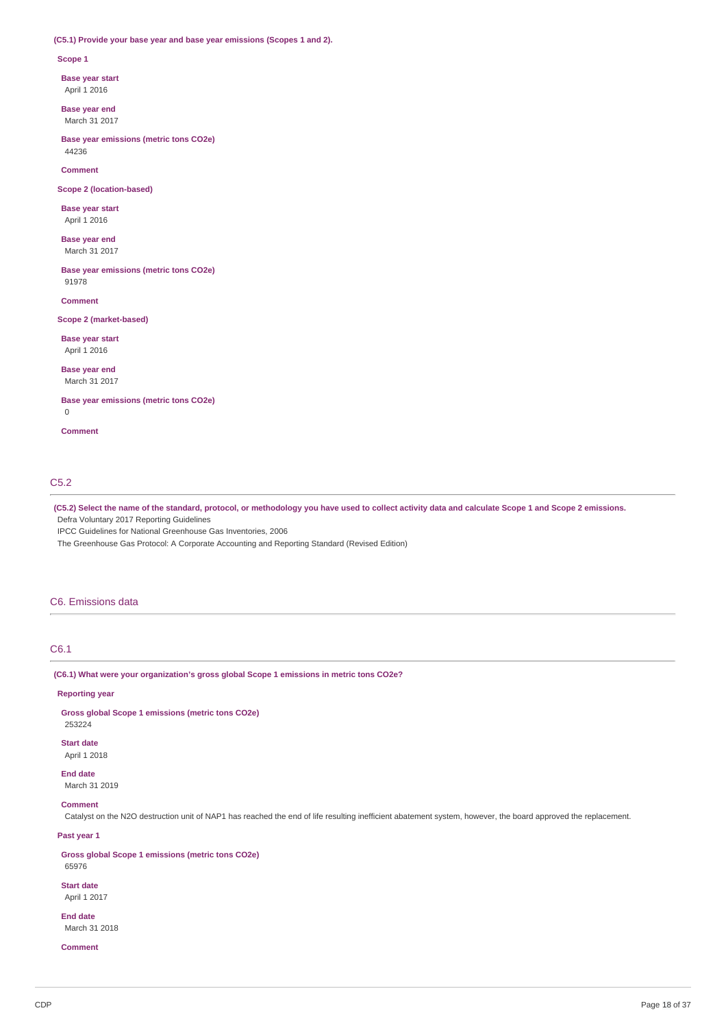**(C5.1) Provide your base year and base year emissions (Scopes 1 and 2).**

**Scope 1**

**Base year start**
April 1 2016

**Base year end**
March 31 2017

**Base year emissions (metric tons CO2e)**
44236

**Comment**

**Scope 2 (location-based)**

**Base year start**
April 1 2016

**Base year end**
March 31 2017

**Base year emissions (metric tons CO2e)**
91978

**Comment**

**Scope 2 (market-based)**

**Base year start**
April 1 2016

**Base year end**
March 31 2017

**Base year emissions (metric tons CO2e)**
0

**Comment**

## C5.2

**(C5.2) Select the name of the standard, protocol, or methodology you have used to collect activity data and calculate Scope 1 and Scope 2 emissions.**

Defra Voluntary 2017 Reporting Guidelines

IPCC Guidelines for National Greenhouse Gas Inventories, 2006

The Greenhouse Gas Protocol: A Corporate Accounting and Reporting Standard (Revised Edition)

# C6. Emissions data

## C6.1

**(C6.1) What were your organization's gross global Scope 1 emissions in metric tons CO2e?**

**Reporting year**

**Gross global Scope 1 emissions (metric tons CO2e)**
253224

**Start date**
April 1 2018

**End date**
March 31 2019

**Comment**
Catalyst on the $N_2O$ destruction unit of NAP1 has reached the end of life resulting inefficient abatement system, however, the board approved the replacement.

**Past year 1**

**Gross global Scope 1 emissions (metric tons CO2e)**
65976

**Start date**
April 1 2017

**End date**
March 31 2018

**Comment**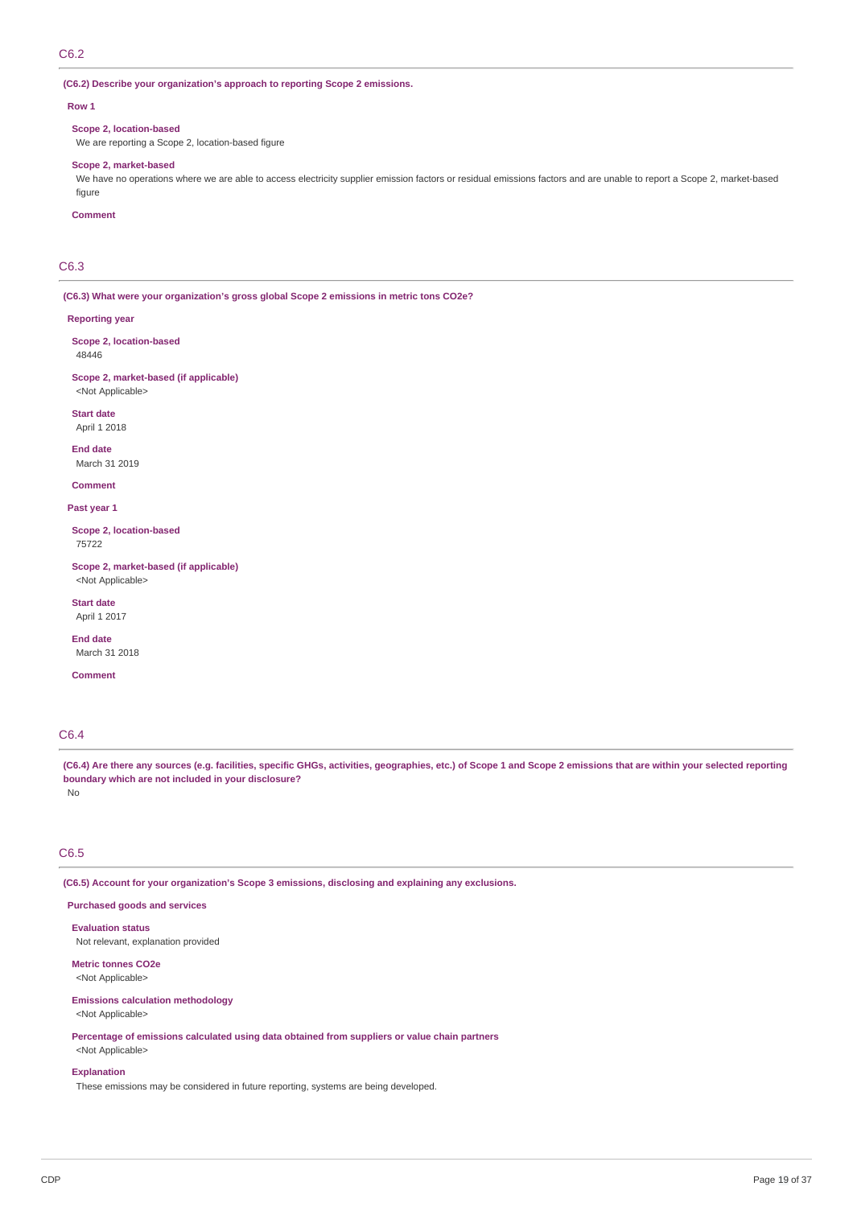## C6.2

**(C6.2) Describe your organization's approach to reporting Scope 2 emissions.**

**Row 1**

**Scope 2, location-based**

We are reporting a Scope 2, location-based figure

**Scope 2, market-based**

We have no operations where we are able to access electricity supplier emission factors or residual emissions factors and are unable to report a Scope 2, market-based figure

**Comment**

## C6.3

**(C6.3) What were your organization's gross global Scope 2 emissions in metric tons CO2e?**

**Reporting year**

**Scope 2, location-based**

48446

**Scope 2, market-based (if applicable)**

<Not Applicable>

**Start date**

April 1 2018

**End date**

March 31 2019

**Comment**

**Past year 1**

**Scope 2, location-based**

75722

**Scope 2, market-based (if applicable)**

<Not Applicable>

**Start date**

April 1 2017

**End date**

March 31 2018

**Comment**

## C6.4

**(C6.4) Are there any sources (e.g. facilities, specific GHGs, activities, geographies, etc.) of Scope 1 and Scope 2 emissions that are within your selected reporting boundary which are not included in your disclosure?**

No

## C6.5

**(C6.5) Account for your organization's Scope 3 emissions, disclosing and explaining any exclusions.**

**Purchased goods and services**

**Evaluation status**

Not relevant, explanation provided

**Metric tonnes CO2e**

<Not Applicable>

**Emissions calculation methodology**

<Not Applicable>

**Percentage of emissions calculated using data obtained from suppliers or value chain partners**

<Not Applicable>

**Explanation**

These emissions may be considered in future reporting, systems are being developed.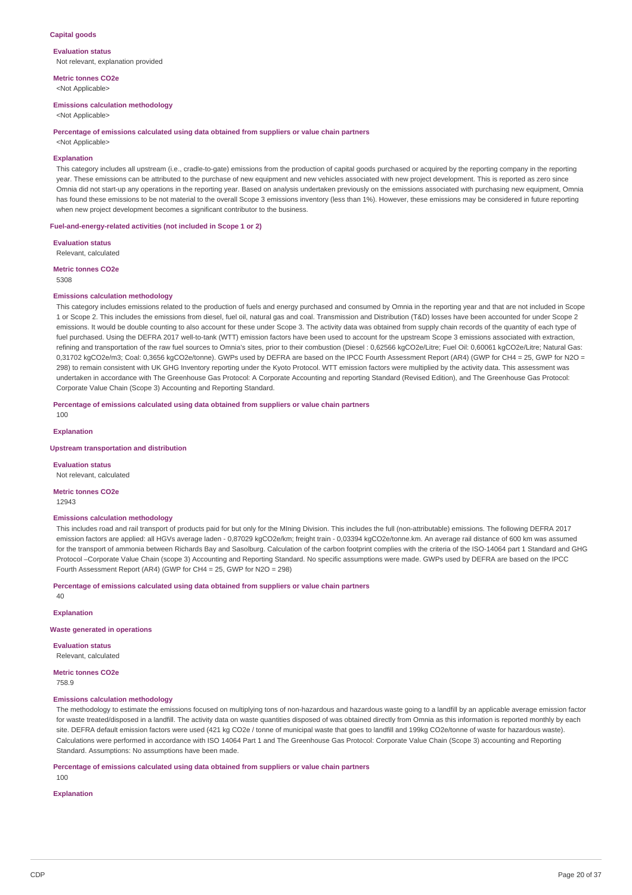### Capital goods

**Evaluation status**

Not relevant, explanation provided

**Metric tonnes CO2e**

<Not Applicable>

**Emissions calculation methodology**

<Not Applicable>

**Percentage of emissions calculated using data obtained from suppliers or value chain partners**

<Not Applicable>

**Explanation**

This category includes all upstream (i.e., cradle-to-gate) emissions from the production of capital goods purchased or acquired by the reporting company in the reporting year. These emissions can be attributed to the purchase of new equipment and new vehicles associated with new project development. This is reported as zero since Omnia did not start-up any operations in the reporting year. Based on analysis undertaken previously on the emissions associated with purchasing new equipment, Omnia has found these emissions to be not material to the overall Scope 3 emissions inventory (less than 1%). However, these emissions may be considered in future reporting when new project development becomes a significant contributor to the business.

### Fuel-and-energy-related activities (not included in Scope 1 or 2)

**Evaluation status**

Relevant, calculated

**Metric tonnes CO2e**

5308

**Emissions calculation methodology**

This category includes emissions related to the production of fuels and energy purchased and consumed by Omnia in the reporting year and that are not included in Scope 1 or Scope 2. This includes the emissions from diesel, fuel oil, natural gas and coal. Transmission and Distribution (T&D) losses have been accounted for under Scope 2 emissions. It would be double counting to also account for these under Scope 3. The activity data was obtained from supply chain records of the quantity of each type of fuel purchased. Using the DEFRA 2017 well-to-tank (WTT) emission factors have been used to account for the upstream Scope 3 emissions associated with extraction, refining and transportation of the raw fuel sources to Omnia's sites, prior to their combustion (Diesel : 0,62566 kgCO2e/Litre; Fuel Oil: 0,60061 kgCO2e/Litre; Natural Gas: 0,31702 kgCO2e/m3; Coal: 0,3656 kgCO2e/tonne). GWPs used by DEFRA are based on the IPCC Fourth Assessment Report (AR4) (GWP for CH4 = 25, GWP for N2O = 298) to remain consistent with UK GHG Inventory reporting under the Kyoto Protocol. WTT emission factors were multiplied by the activity data. This assessment was undertaken in accordance with The Greenhouse Gas Protocol: A Corporate Accounting and reporting Standard (Revised Edition), and The Greenhouse Gas Protocol: Corporate Value Chain (Scope 3) Accounting and Reporting Standard.

**Percentage of emissions calculated using data obtained from suppliers or value chain partners**

100

**Explanation**

### Upstream transportation and distribution

**Evaluation status**

Not relevant, calculated

**Metric tonnes CO2e**

12943

**Emissions calculation methodology**

This includes road and rail transport of products paid for but only for the MIning Division. This includes the full (non-attributable) emissions. The following DEFRA 2017 emission factors are applied: all HGVs average laden - 0,87029 kgCO2e/km; freight train - 0,03394 kgCO2e/tonne.km. An average rail distance of 600 km was assumed for the transport of ammonia between Richards Bay and Sasolburg. Calculation of the carbon footprint complies with the criteria of the ISO-14064 part 1 Standard and GHG Protocol –Corporate Value Chain (scope 3) Accounting and Reporting Standard. No specific assumptions were made. GWPs used by DEFRA are based on the IPCC Fourth Assessment Report (AR4) (GWP for CH4 = 25, GWP for N2O = 298)

**Percentage of emissions calculated using data obtained from suppliers or value chain partners**

40

**Explanation**

### Waste generated in operations

**Evaluation status**

Relevant, calculated

**Metric tonnes CO2e**

758.9

**Emissions calculation methodology**

The methodology to estimate the emissions focused on multiplying tons of non-hazardous and hazardous waste going to a landfill by an applicable average emission factor for waste treated/disposed in a landfill. The activity data on waste quantities disposed of was obtained directly from Omnia as this information is reported monthly by each site. DEFRA default emission factors were used (421 kg CO2e / tonne of municipal waste that goes to landfill and 199kg CO2e/tonne of waste for hazardous waste). Calculations were performed in accordance with ISO 14064 Part 1 and The Greenhouse Gas Protocol: Corporate Value Chain (Scope 3) accounting and Reporting Standard. Assumptions: No assumptions have been made.

**Percentage of emissions calculated using data obtained from suppliers or value chain partners**

100

**Explanation**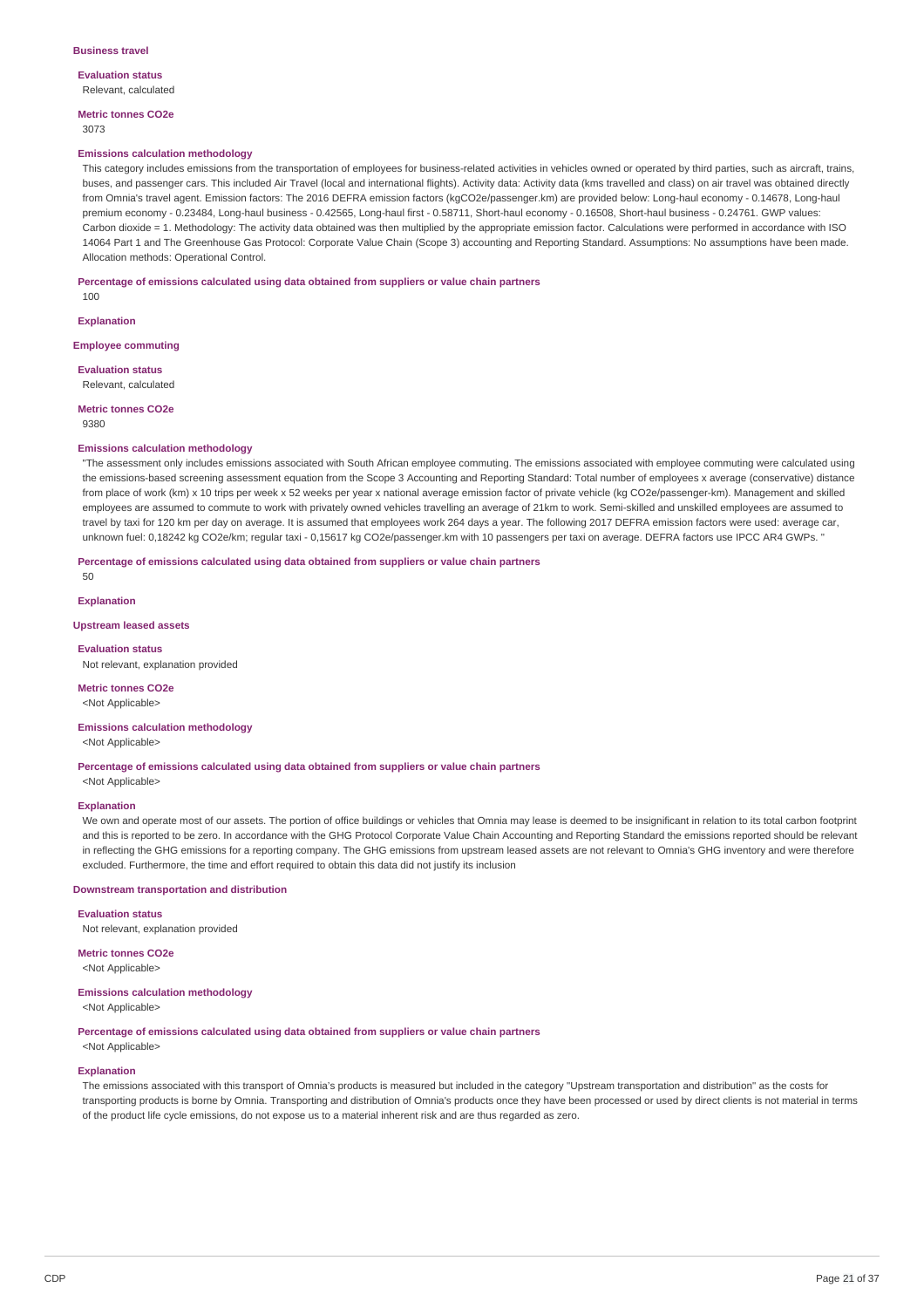### Business travel

**Evaluation status**

Relevant, calculated

**Metric tonnes CO2e**

3073

**Emissions calculation methodology**

This category includes emissions from the transportation of employees for business-related activities in vehicles owned or operated by third parties, such as aircraft, trains, buses, and passenger cars. This included Air Travel (local and international flights). Activity data: Activity data (kms travelled and class) on air travel was obtained directly from Omnia's travel agent. Emission factors: The 2016 DEFRA emission factors (kgCO2e/passenger.km) are provided below: Long-haul economy - 0.14678, Long-haul premium economy - 0.23484, Long-haul business - 0.42565, Long-haul first - 0.58711, Short-haul economy - 0.16508, Short-haul business - 0.24761. GWP values: Carbon dioxide = 1. Methodology: The activity data obtained was then multiplied by the appropriate emission factor. Calculations were performed in accordance with ISO 14064 Part 1 and The Greenhouse Gas Protocol: Corporate Value Chain (Scope 3) accounting and Reporting Standard. Assumptions: No assumptions have been made. Allocation methods: Operational Control.

**Percentage of emissions calculated using data obtained from suppliers or value chain partners**

100

**Explanation**

### Employee commuting

**Evaluation status**

Relevant, calculated

**Metric tonnes CO2e**

9380

**Emissions calculation methodology**

"The assessment only includes emissions associated with South African employee commuting. The emissions associated with employee commuting were calculated using the emissions-based screening assessment equation from the Scope 3 Accounting and Reporting Standard: Total number of employees x average (conservative) distance from place of work (km) x 10 trips per week x 52 weeks per year x national average emission factor of private vehicle (kg CO2e/passenger-km). Management and skilled employees are assumed to commute to work with privately owned vehicles travelling an average of 21km to work. Semi-skilled and unskilled employees are assumed to travel by taxi for 120 km per day on average. It is assumed that employees work 264 days a year. The following 2017 DEFRA emission factors were used: average car, unknown fuel: 0,18242 kg CO2e/km; regular taxi - 0,15617 kg CO2e/passenger.km with 10 passengers per taxi on average. DEFRA factors use IPCC AR4 GWPs. "

**Percentage of emissions calculated using data obtained from suppliers or value chain partners**

50

**Explanation**

### Upstream leased assets

**Evaluation status**

Not relevant, explanation provided

**Metric tonnes CO2e**

<Not Applicable>

**Emissions calculation methodology**

<Not Applicable>

**Percentage of emissions calculated using data obtained from suppliers or value chain partners**

<Not Applicable>

**Explanation**

We own and operate most of our assets. The portion of office buildings or vehicles that Omnia may lease is deemed to be insignificant in relation to its total carbon footprint and this is reported to be zero. In accordance with the GHG Protocol Corporate Value Chain Accounting and Reporting Standard the emissions reported should be relevant in reflecting the GHG emissions for a reporting company. The GHG emissions from upstream leased assets are not relevant to Omnia's GHG inventory and were therefore excluded. Furthermore, the time and effort required to obtain this data did not justify its inclusion

### Downstream transportation and distribution

**Evaluation status**

Not relevant, explanation provided

**Metric tonnes CO2e**

<Not Applicable>

**Emissions calculation methodology**

<Not Applicable>

**Percentage of emissions calculated using data obtained from suppliers or value chain partners**

<Not Applicable>

**Explanation**

The emissions associated with this transport of Omnia's products is measured but included in the category "Upstream transportation and distribution" as the costs for transporting products is borne by Omnia. Transporting and distribution of Omnia's products once they have been processed or used by direct clients is not material in terms of the product life cycle emissions, do not expose us to a material inherent risk and are thus regarded as zero.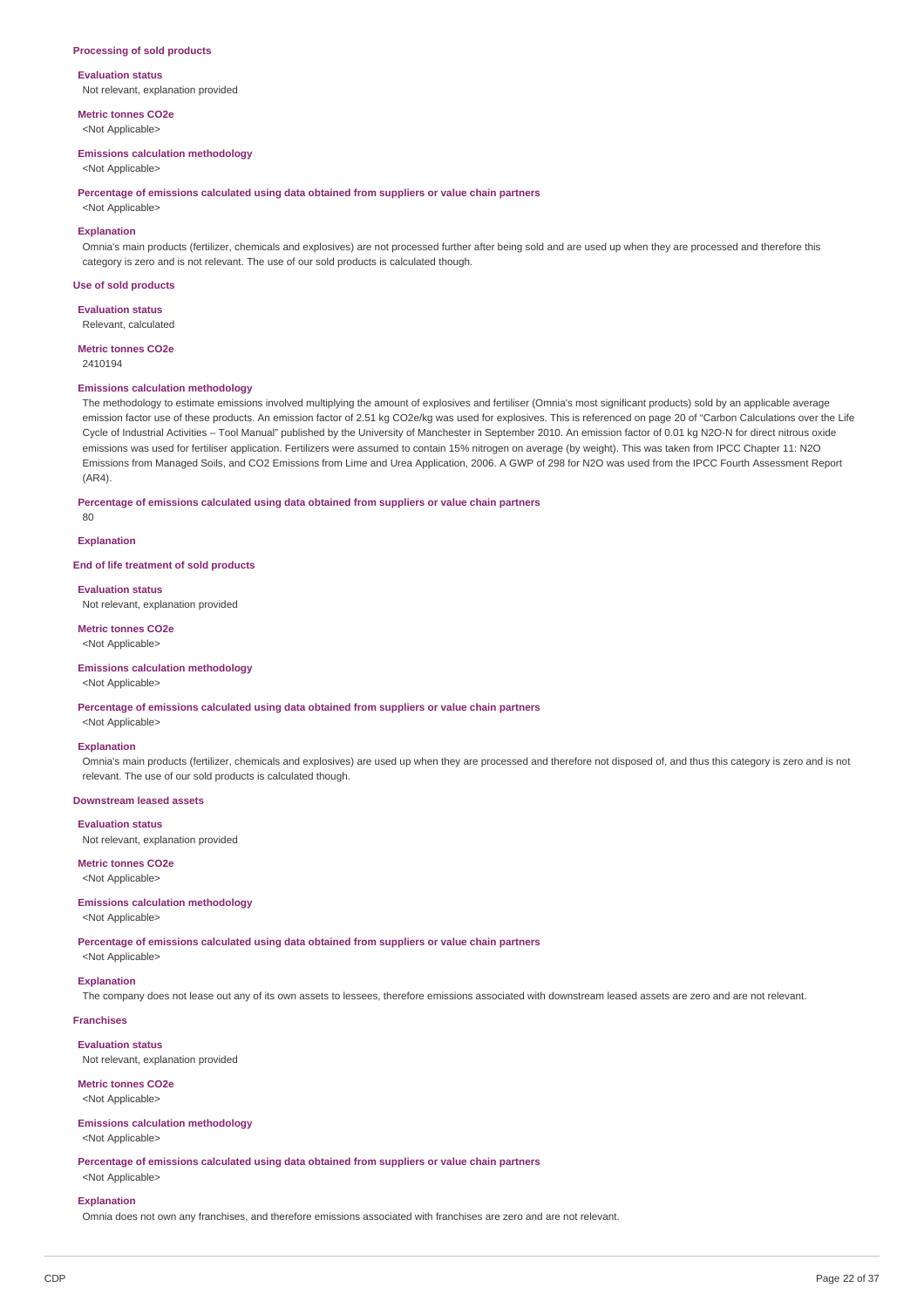### Processing of sold products

**Evaluation status**

Not relevant, explanation provided

**Metric tonnes CO2e**

<Not Applicable>

**Emissions calculation methodology**

<Not Applicable>

**Percentage of emissions calculated using data obtained from suppliers or value chain partners**

<Not Applicable>

**Explanation**

Omnia's main products (fertilizer, chemicals and explosives) are not processed further after being sold and are used up when they are processed and therefore this category is zero and is not relevant. The use of our sold products is calculated though.

### Use of sold products

**Evaluation status**

Relevant, calculated

**Metric tonnes CO2e**

2410194

**Emissions calculation methodology**

The methodology to estimate emissions involved multiplying the amount of explosives and fertiliser (Omnia's most significant products) sold by an applicable average emission factor use of these products. An emission factor of 2.51 kg CO2e/kg was used for explosives. This is referenced on page 20 of "Carbon Calculations over the Life Cycle of Industrial Activities – Tool Manual" published by the University of Manchester in September 2010. An emission factor of 0.01 kg N2O-N for direct nitrous oxide emissions was used for fertiliser application. Fertilizers were assumed to contain 15% nitrogen on average (by weight). This was taken from IPCC Chapter 11: N2O Emissions from Managed Soils, and CO2 Emissions from Lime and Urea Application, 2006. A GWP of 298 for N2O was used from the IPCC Fourth Assessment Report (AR4).

**Percentage of emissions calculated using data obtained from suppliers or value chain partners**

80

**Explanation**

### End of life treatment of sold products

**Evaluation status**

Not relevant, explanation provided

**Metric tonnes CO2e**

<Not Applicable>

**Emissions calculation methodology**

<Not Applicable>

**Percentage of emissions calculated using data obtained from suppliers or value chain partners**

<Not Applicable>

**Explanation**

Omnia's main products (fertilizer, chemicals and explosives) are used up when they are processed and therefore not disposed of, and thus this category is zero and is not relevant. The use of our sold products is calculated though.

### Downstream leased assets

**Evaluation status**

Not relevant, explanation provided

**Metric tonnes CO2e**

<Not Applicable>

**Emissions calculation methodology**

<Not Applicable>

**Percentage of emissions calculated using data obtained from suppliers or value chain partners**

<Not Applicable>

**Explanation**

The company does not lease out any of its own assets to lessees, therefore emissions associated with downstream leased assets are zero and are not relevant.

### Franchises

**Evaluation status**

Not relevant, explanation provided

**Metric tonnes CO2e**

<Not Applicable>

**Emissions calculation methodology**

<Not Applicable>

**Percentage of emissions calculated using data obtained from suppliers or value chain partners**

<Not Applicable>

**Explanation**

Omnia does not own any franchises, and therefore emissions associated with franchises are zero and are not relevant.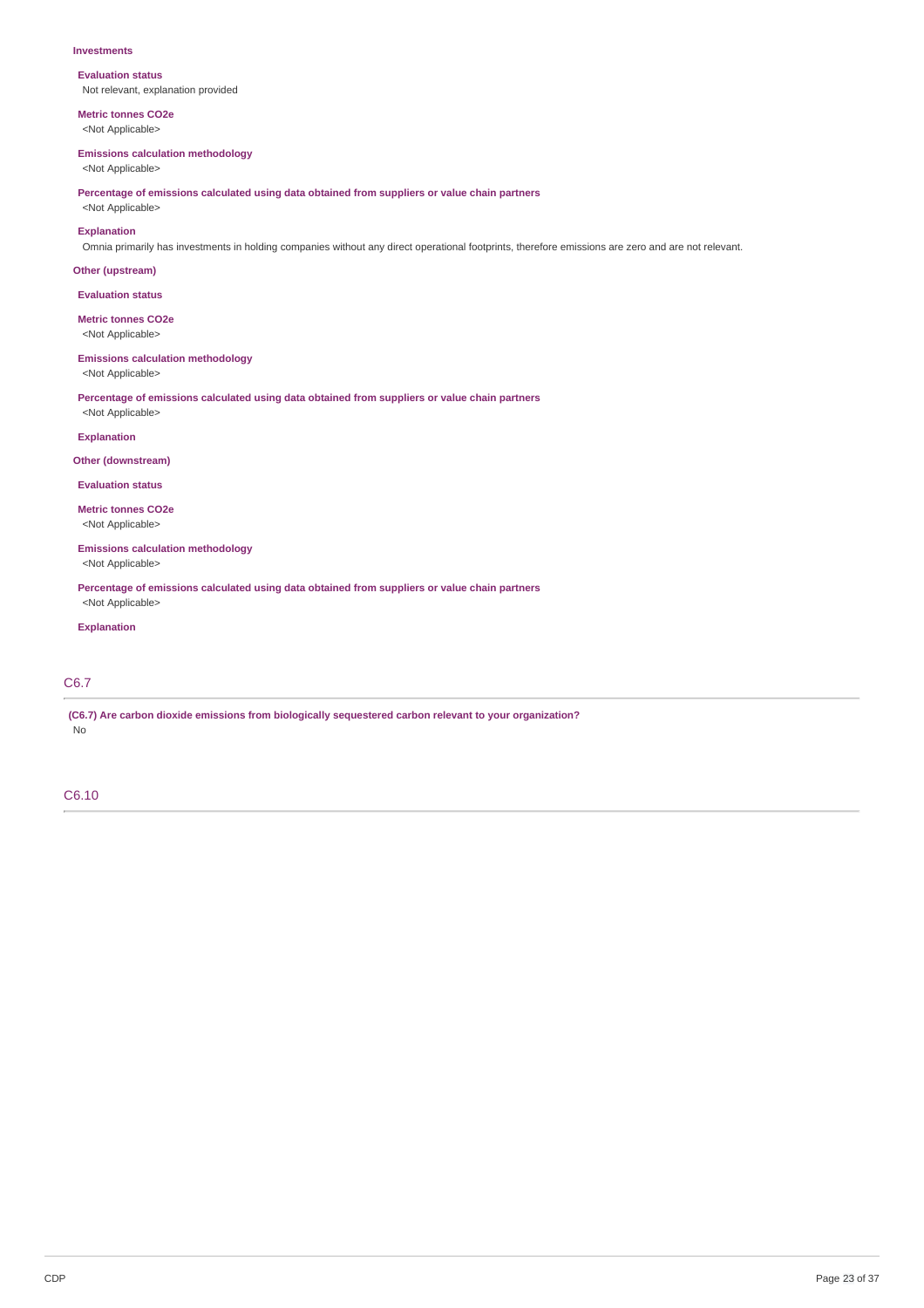**Investments**

**Evaluation status**

Not relevant, explanation provided

**Metric tonnes CO2e**

<Not Applicable>

**Emissions calculation methodology**

<Not Applicable>

**Percentage of emissions calculated using data obtained from suppliers or value chain partners**

<Not Applicable>

**Explanation**

Omnia primarily has investments in holding companies without any direct operational footprints, therefore emissions are zero and are not relevant.

**Other (upstream)**

**Evaluation status**

**Metric tonnes CO2e**

<Not Applicable>

**Emissions calculation methodology**

<Not Applicable>

**Percentage of emissions calculated using data obtained from suppliers or value chain partners**

<Not Applicable>

**Explanation**

**Other (downstream)**

**Evaluation status**

**Metric tonnes CO2e**

<Not Applicable>

**Emissions calculation methodology**

<Not Applicable>

**Percentage of emissions calculated using data obtained from suppliers or value chain partners**

<Not Applicable>

**Explanation**

## C6.7

**(C6.7) Are carbon dioxide emissions from biologically sequestered carbon relevant to your organization?**

No

## C6.10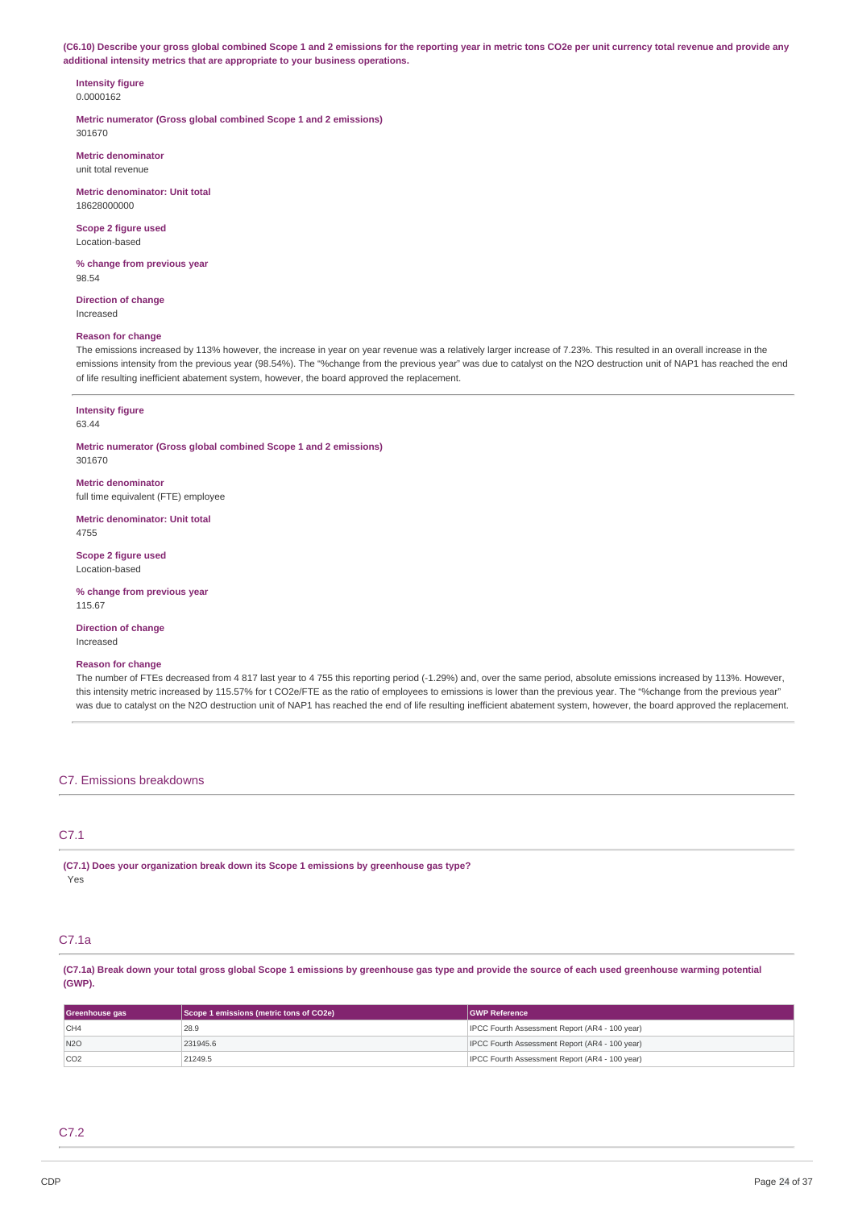**(C6.10) Describe your gross global combined Scope 1 and 2 emissions for the reporting year in metric tons CO2e per unit currency total revenue and provide any additional intensity metrics that are appropriate to your business operations.**

**Intensity figure**
0.0000162

**Metric numerator (Gross global combined Scope 1 and 2 emissions)**
301670

**Metric denominator**
unit total revenue

**Metric denominator: Unit total**
18628000000

**Scope 2 figure used**
Location-based

**% change from previous year**
98.54

**Direction of change**
Increased

**Reason for change**
The emissions increased by 113% however, the increase in year on year revenue was a relatively larger increase of 7.23%. This resulted in an overall increase in the emissions intensity from the previous year (98.54%). The "%change from the previous year" was due to catalyst on the N2O destruction unit of NAP1 has reached the end of life resulting inefficient abatement system, however, the board approved the replacement.

---

**Intensity figure**
63.44

**Metric numerator (Gross global combined Scope 1 and 2 emissions)**
301670

**Metric denominator**
full time equivalent (FTE) employee

**Metric denominator: Unit total**
4755

**Scope 2 figure used**
Location-based

**% change from previous year**
115.67

**Direction of change**
Increased

**Reason for change**
The number of FTEs decreased from 4 817 last year to 4 755 this reporting period (-1.29%) and, over the same period, absolute emissions increased by 113%. However, this intensity metric increased by 115.57% for t CO2e/FTE as the ratio of employees to emissions is lower than the previous year. The "%change from the previous year" was due to catalyst on the N2O destruction unit of NAP1 has reached the end of life resulting inefficient abatement system, however, the board approved the replacement.

## C7. Emissions breakdowns

### C7.1

**(C7.1) Does your organization break down its Scope 1 emissions by greenhouse gas type?**
Yes

### C7.1a

**(C7.1a) Break down your total gross global Scope 1 emissions by greenhouse gas type and provide the source of each used greenhouse warming potential (GWP).**

| Greenhouse gas | Scope 1 emissions (metric tons of CO2e) | GWP Reference |
|---|---|---|
| CH4 | 28.9 | IPCC Fourth Assessment Report (AR4 - 100 year) |
| N2O | 231945.6 | IPCC Fourth Assessment Report (AR4 - 100 year) |
| CO2 | 21249.5 | IPCC Fourth Assessment Report (AR4 - 100 year) |

### C7.2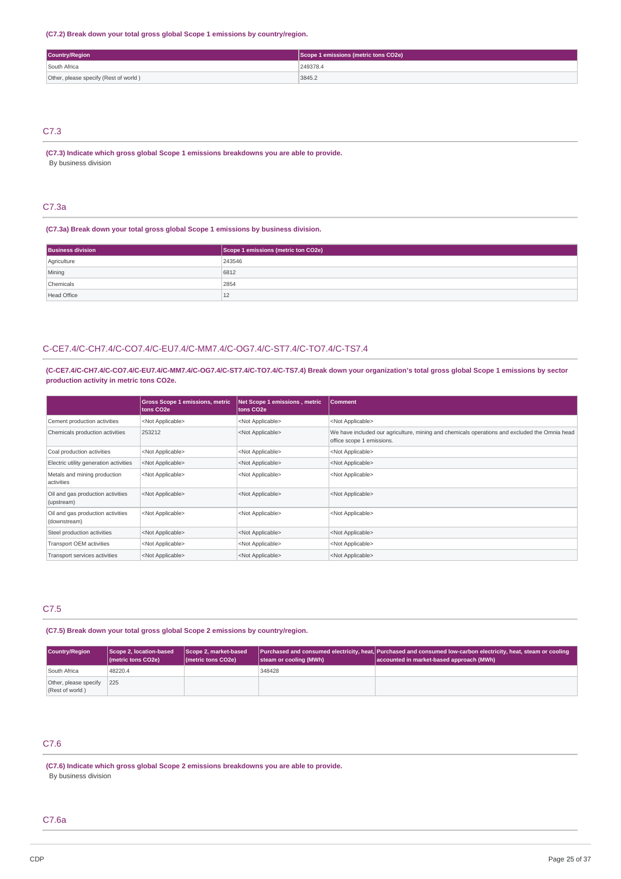**(C7.2) Break down your total gross global Scope 1 emissions by country/region.**

| Country/Region | Scope 1 emissions (metric tons CO2e) |
| --- | --- |
| South Africa | 249378.4 |
| Other, please specify (Rest of world ) | 3845.2 |

## C7.3

**(C7.3) Indicate which gross global Scope 1 emissions breakdowns you are able to provide.**

By business division

## C7.3a

**(C7.3a) Break down your total gross global Scope 1 emissions by business division.**

| Business division | Scope 1 emissions (metric ton CO2e) |
| --- | --- |
| Agriculture | 243546 |
| Mining | 6812 |
| Chemicals | 2854 |
| Head Office | 12 |

## C-CE7.4/C-CH7.4/C-CO7.4/C-EU7.4/C-MM7.4/C-OG7.4/C-ST7.4/C-TO7.4/C-TS7.4

**(C-CE7.4/C-CH7.4/C-CO7.4/C-EU7.4/C-MM7.4/C-OG7.4/C-ST7.4/C-TO7.4/C-TS7.4) Break down your organization's total gross global Scope 1 emissions by sector production activity in metric tons CO2e.**

| | Gross Scope 1 emissions, metric tons CO2e | Net Scope 1 emissions , metric tons CO2e | Comment |
| --- | --- | --- | --- |
| Cement production activities | <Not Applicable> | <Not Applicable> | <Not Applicable> |
| Chemicals production activities | 253212 | <Not Applicable> | We have included our agriculture, mining and chemicals operations and excluded the Omnia head office scope 1 emissions. |
| Coal production activities | <Not Applicable> | <Not Applicable> | <Not Applicable> |
| Electric utility generation activities | <Not Applicable> | <Not Applicable> | <Not Applicable> |
| Metals and mining production activities | <Not Applicable> | <Not Applicable> | <Not Applicable> |
| Oil and gas production activities (upstream) | <Not Applicable> | <Not Applicable> | <Not Applicable> |
| Oil and gas production activities (downstream) | <Not Applicable> | <Not Applicable> | <Not Applicable> |
| Steel production activities | <Not Applicable> | <Not Applicable> | <Not Applicable> |
| Transport OEM activities | <Not Applicable> | <Not Applicable> | <Not Applicable> |
| Transport services activities | <Not Applicable> | <Not Applicable> | <Not Applicable> |

## C7.5

**(C7.5) Break down your total gross global Scope 2 emissions by country/region.**

| Country/Region | Scope 2, location-based (metric tons CO2e) | Scope 2, market-based (metric tons CO2e) | Purchased and consumed electricity, heat, steam or cooling (MWh) | Purchased and consumed low-carbon electricity, heat, steam or cooling accounted in market-based approach (MWh) |
| --- | --- | --- | --- | --- |
| South Africa | 48220.4 | | 348428 | |
| Other, please specify (Rest of world ) | 225 | | | |

## C7.6

**(C7.6) Indicate which gross global Scope 2 emissions breakdowns you are able to provide.**

By business division

## C7.6a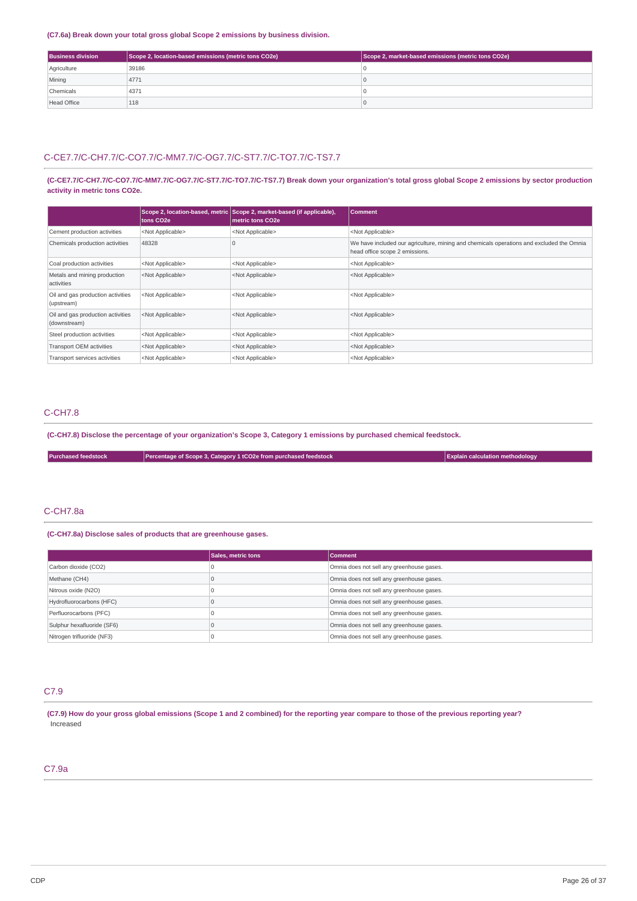**(C7.6a) Break down your total gross global Scope 2 emissions by business division.**

| Business division | Scope 2, location-based emissions (metric tons CO2e) | Scope 2, market-based emissions (metric tons CO2e) |
|---|---|---|
| Agriculture | 39186 | 0 |
| Mining | 4771 | 0 |
| Chemicals | 4371 | 0 |
| Head Office | 118 | 0 |

## C-CE7.7/C-CH7.7/C-CO7.7/C-MM7.7/C-OG7.7/C-ST7.7/C-TO7.7/C-TS7.7

**(C-CE7.7/C-CH7.7/C-CO7.7/C-MM7.7/C-OG7.7/C-ST7.7/C-TO7.7/C-TS7.7) Break down your organization's total gross global Scope 2 emissions by sector production activity in metric tons CO2e.**

| | Scope 2, location-based, metric tons CO2e | Scope 2, market-based (if applicable), metric tons CO2e | Comment |
|---|---|---|---|
| Cement production activities | <Not Applicable> | <Not Applicable> | <Not Applicable> |
| Chemicals production activities | 48328 | 0 | We have included our agriculture, mining and chemicals operations and excluded the Omnia head office scope 2 emissions. |
| Coal production activities | <Not Applicable> | <Not Applicable> | <Not Applicable> |
| Metals and mining production activities | <Not Applicable> | <Not Applicable> | <Not Applicable> |
| Oil and gas production activities (upstream) | <Not Applicable> | <Not Applicable> | <Not Applicable> |
| Oil and gas production activities (downstream) | <Not Applicable> | <Not Applicable> | <Not Applicable> |
| Steel production activities | <Not Applicable> | <Not Applicable> | <Not Applicable> |
| Transport OEM activities | <Not Applicable> | <Not Applicable> | <Not Applicable> |
| Transport services activities | <Not Applicable> | <Not Applicable> | <Not Applicable> |

## C-CH7.8

**(C-CH7.8) Disclose the percentage of your organization's Scope 3, Category 1 emissions by purchased chemical feedstock.**

| Purchased feedstock | Percentage of Scope 3, Category 1 tCO2e from purchased feedstock | Explain calculation methodology |
|---|---|---|

## C-CH7.8a

**(C-CH7.8a) Disclose sales of products that are greenhouse gases.**

| | Sales, metric tons | Comment |
|---|---|---|
| Carbon dioxide (CO2) | 0 | Omnia does not sell any greenhouse gases. |
| Methane (CH4) | 0 | Omnia does not sell any greenhouse gases. |
| Nitrous oxide (N2O) | 0 | Omnia does not sell any greenhouse gases. |
| Hydrofluorocarbons (HFC) | 0 | Omnia does not sell any greenhouse gases. |
| Perfluorocarbons (PFC) | 0 | Omnia does not sell any greenhouse gases. |
| Sulphur hexafluoride (SF6) | 0 | Omnia does not sell any greenhouse gases. |
| Nitrogen trifluoride (NF3) | 0 | Omnia does not sell any greenhouse gases. |

## C7.9

**(C7.9) How do your gross global emissions (Scope 1 and 2 combined) for the reporting year compare to those of the previous reporting year?**

Increased

## C7.9a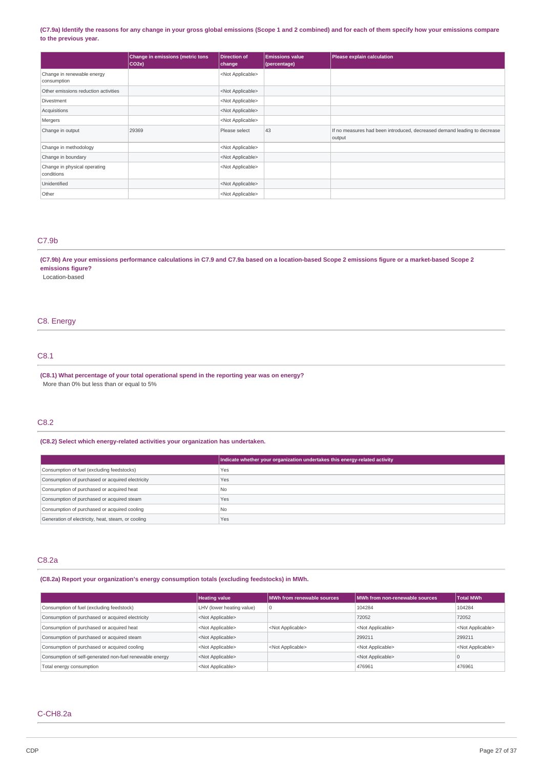**(C7.9a) Identify the reasons for any change in your gross global emissions (Scope 1 and 2 combined) and for each of them specify how your emissions compare to the previous year.**

| | Change in emissions (metric tons CO2e) | Direction of change | Emissions value (percentage) | Please explain calculation |
|---|---|---|---|---|
| Change in renewable energy consumption | | <Not Applicable> | | |
| Other emissions reduction activities | | <Not Applicable> | | |
| Divestment | | <Not Applicable> | | |
| Acquisitions | | <Not Applicable> | | |
| Mergers | | <Not Applicable> | | |
| Change in output | 29369 | Please select | 43 | If no measures had been introduced, decreased demand leading to decrease output |
| Change in methodology | | <Not Applicable> | | |
| Change in boundary | | <Not Applicable> | | |
| Change in physical operating conditions | | <Not Applicable> | | |
| Unidentified | | <Not Applicable> | | |
| Other | | <Not Applicable> | | |

## C7.9b

**(C7.9b) Are your emissions performance calculations in C7.9 and C7.9a based on a location-based Scope 2 emissions figure or a market-based Scope 2 emissions figure?**

Location-based

# C8. Energy

## C8.1

**(C8.1) What percentage of your total operational spend in the reporting year was on energy?**

More than 0% but less than or equal to 5%

## C8.2

**(C8.2) Select which energy-related activities your organization has undertaken.**

| | Indicate whether your organization undertakes this energy-related activity |
|---|---|
| Consumption of fuel (excluding feedstocks) | Yes |
| Consumption of purchased or acquired electricity | Yes |
| Consumption of purchased or acquired heat | No |
| Consumption of purchased or acquired steam | Yes |
| Consumption of purchased or acquired cooling | No |
| Generation of electricity, heat, steam, or cooling | Yes |

## C8.2a

**(C8.2a) Report your organization's energy consumption totals (excluding feedstocks) in MWh.**

| | Heating value | MWh from renewable sources | MWh from non-renewable sources | Total MWh |
|---|---|---|---|---|
| Consumption of fuel (excluding feedstock) | LHV (lower heating value) | 0 | 104284 | 104284 |
| Consumption of purchased or acquired electricity | <Not Applicable> | | 72052 | 72052 |
| Consumption of purchased or acquired heat | <Not Applicable> | <Not Applicable> | <Not Applicable> | <Not Applicable> |
| Consumption of purchased or acquired steam | <Not Applicable> | | 299211 | 299211 |
| Consumption of purchased or acquired cooling | <Not Applicable> | <Not Applicable> | <Not Applicable> | <Not Applicable> |
| Consumption of self-generated non-fuel renewable energy | <Not Applicable> | | <Not Applicable> | 0 |
| Total energy consumption | <Not Applicable> | | 476961 | 476961 |

## C-CH8.2a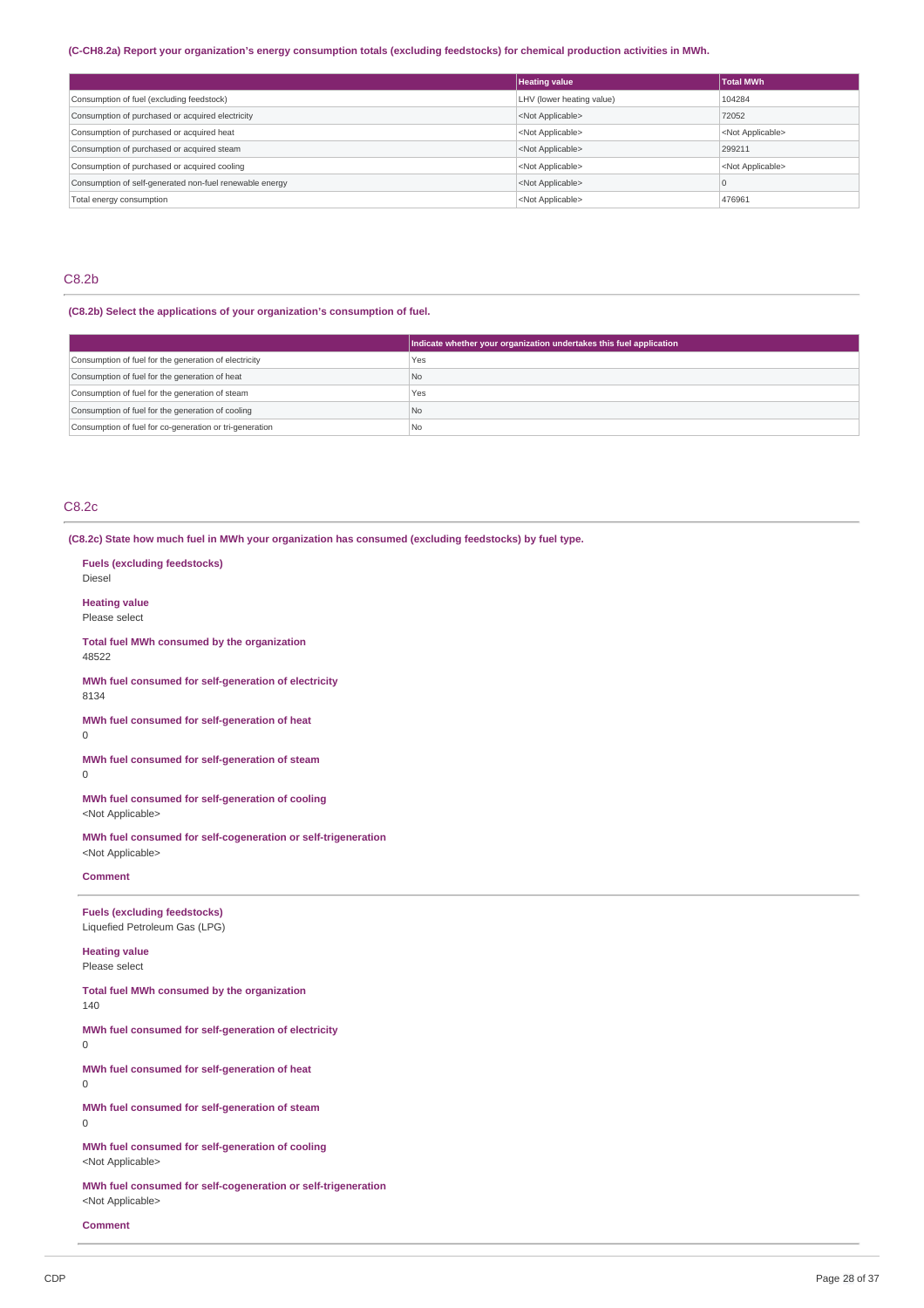**(C-CH8.2a) Report your organization's energy consumption totals (excluding feedstocks) for chemical production activities in MWh.**

| | Heating value | Total MWh |
|---|---|---|
| Consumption of fuel (excluding feedstock) | LHV (lower heating value) | 104284 |
| Consumption of purchased or acquired electricity | <Not Applicable> | 72052 |
| Consumption of purchased or acquired heat | <Not Applicable> | <Not Applicable> |
| Consumption of purchased or acquired steam | <Not Applicable> | 299211 |
| Consumption of purchased or acquired cooling | <Not Applicable> | <Not Applicable> |
| Consumption of self-generated non-fuel renewable energy | <Not Applicable> | 0 |
| Total energy consumption | <Not Applicable> | 476961 |

## C8.2b

**(C8.2b) Select the applications of your organization's consumption of fuel.**

| | Indicate whether your organization undertakes this fuel application |
|---|---|
| Consumption of fuel for the generation of electricity | Yes |
| Consumption of fuel for the generation of heat | No |
| Consumption of fuel for the generation of steam | Yes |
| Consumption of fuel for the generation of cooling | No |
| Consumption of fuel for co-generation or tri-generation | No |

## C8.2c

**(C8.2c) State how much fuel in MWh your organization has consumed (excluding feedstocks) by fuel type.**

**Fuels (excluding feedstocks)**
Diesel

**Heating value**
Please select

**Total fuel MWh consumed by the organization**
48522

**MWh fuel consumed for self-generation of electricity**
8134

**MWh fuel consumed for self-generation of heat**
0

**MWh fuel consumed for self-generation of steam**
0

**MWh fuel consumed for self-generation of cooling**
<Not Applicable>

**MWh fuel consumed for self-cogeneration or self-trigeneration**
<Not Applicable>

**Comment**

---

**Fuels (excluding feedstocks)**
Liquefied Petroleum Gas (LPG)

**Heating value**
Please select

**Total fuel MWh consumed by the organization**
140

**MWh fuel consumed for self-generation of electricity**
0

**MWh fuel consumed for self-generation of heat**
0

**MWh fuel consumed for self-generation of steam**
0

**MWh fuel consumed for self-generation of cooling**
<Not Applicable>

**MWh fuel consumed for self-cogeneration or self-trigeneration**
<Not Applicable>

**Comment**

---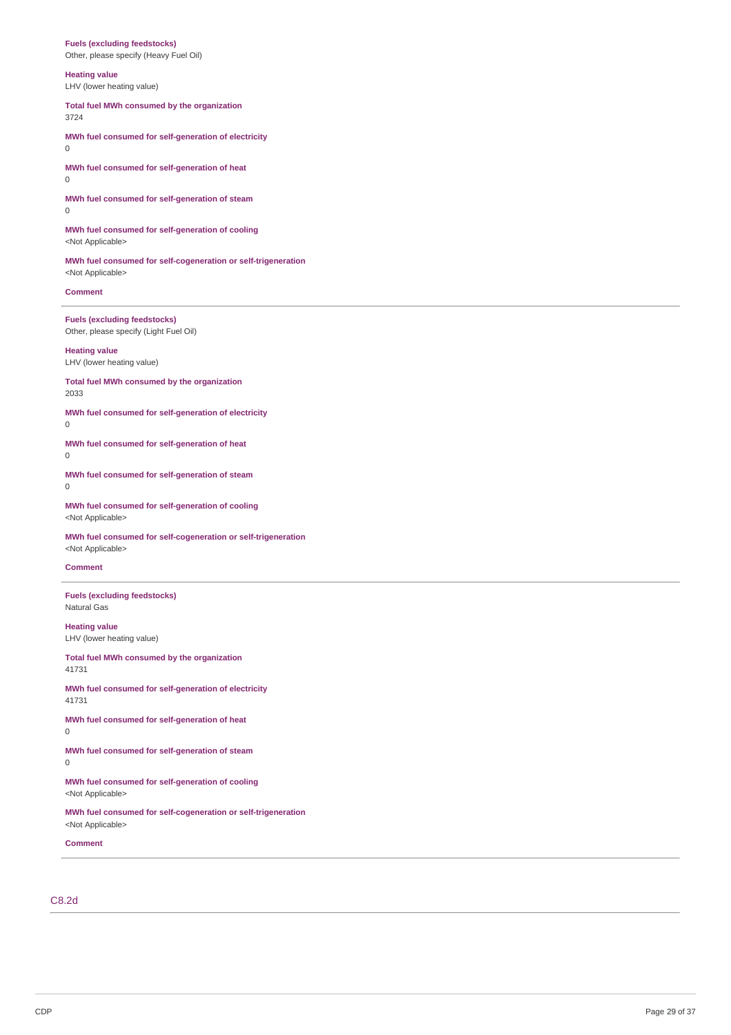**Fuels (excluding feedstocks)**
Other, please specify (Heavy Fuel Oil)

**Heating value**
LHV (lower heating value)

**Total fuel MWh consumed by the organization**
3724

**MWh fuel consumed for self-generation of electricity**
0

**MWh fuel consumed for self-generation of heat**
0

**MWh fuel consumed for self-generation of steam**
0

**MWh fuel consumed for self-generation of cooling**
<Not Applicable>

**MWh fuel consumed for self-cogeneration or self-trigeneration**
<Not Applicable>

**Comment**

---

**Fuels (excluding feedstocks)**
Other, please specify (Light Fuel Oil)

**Heating value**
LHV (lower heating value)

**Total fuel MWh consumed by the organization**
2033

**MWh fuel consumed for self-generation of electricity**
0

**MWh fuel consumed for self-generation of heat**
0

**MWh fuel consumed for self-generation of steam**
0

**MWh fuel consumed for self-generation of cooling**
<Not Applicable>

**MWh fuel consumed for self-cogeneration or self-trigeneration**
<Not Applicable>

**Comment**

---

**Fuels (excluding feedstocks)**
Natural Gas

**Heating value**
LHV (lower heating value)

**Total fuel MWh consumed by the organization**
41731

**MWh fuel consumed for self-generation of electricity**
41731

**MWh fuel consumed for self-generation of heat**
0

**MWh fuel consumed for self-generation of steam**
0

**MWh fuel consumed for self-generation of cooling**
<Not Applicable>

**MWh fuel consumed for self-cogeneration or self-trigeneration**
<Not Applicable>

**Comment**

---

## C8.2d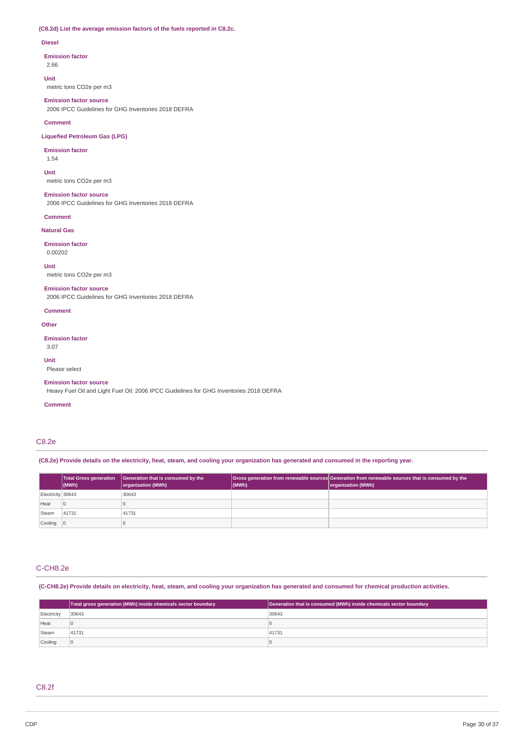**(C8.2d) List the average emission factors of the fuels reported in C8.2c.**

**Diesel**

**Emission factor**

2.66

**Unit**

metric tons CO2e per m3

**Emission factor source**

2006 IPCC Guidelines for GHG Inventories 2018 DEFRA

**Comment**

**Liquefied Petroleum Gas (LPG)**

**Emission factor**

1.54

**Unit**

metric tons CO2e per m3

**Emission factor source**

2006 IPCC Guidelines for GHG Inventories 2018 DEFRA

**Comment**

**Natural Gas**

**Emission factor**

0.00202

**Unit**

metric tons CO2e per m3

**Emission factor source**

2006 IPCC Guidelines for GHG Inventories 2018 DEFRA

**Comment**

**Other**

**Emission factor**

3.07

**Unit**

Please select

**Emission factor source**

Heavy Fuel Oil and Light Fuel Oil: 2006 IPCC Guidelines for GHG Inventories 2018 DEFRA

**Comment**

## C8.2e

**(C8.2e) Provide details on the electricity, heat, steam, and cooling your organization has generated and consumed in the reporting year.**

| | Total Gross generation (MWh) | Generation that is consumed by the organization (MWh) | Gross generation from renewable sources (MWh) | Generation from renewable sources that is consumed by the organization (MWh) |
|---|---|---|---|---|
| Electricity | 30643 | 30643 | | |
| Heat | 0 | 0 | | |
| Steam | 41731 | 41731 | | |
| Cooling | 0 | 0 | | |

## C-CH8.2e

**(C-CH8.2e) Provide details on electricity, heat, steam, and cooling your organization has generated and consumed for chemical production activities.**

| | Total gross generation (MWh) inside chemicals sector boundary | Generation that is consumed (MWh) inside chemicals sector boundary |
|---|---|---|
| Electricity | 30643 | 30643 |
| Heat | 0 | 0 |
| Steam | 41731 | 41731 |
| Cooling | 0 | 0 |

## C8.2f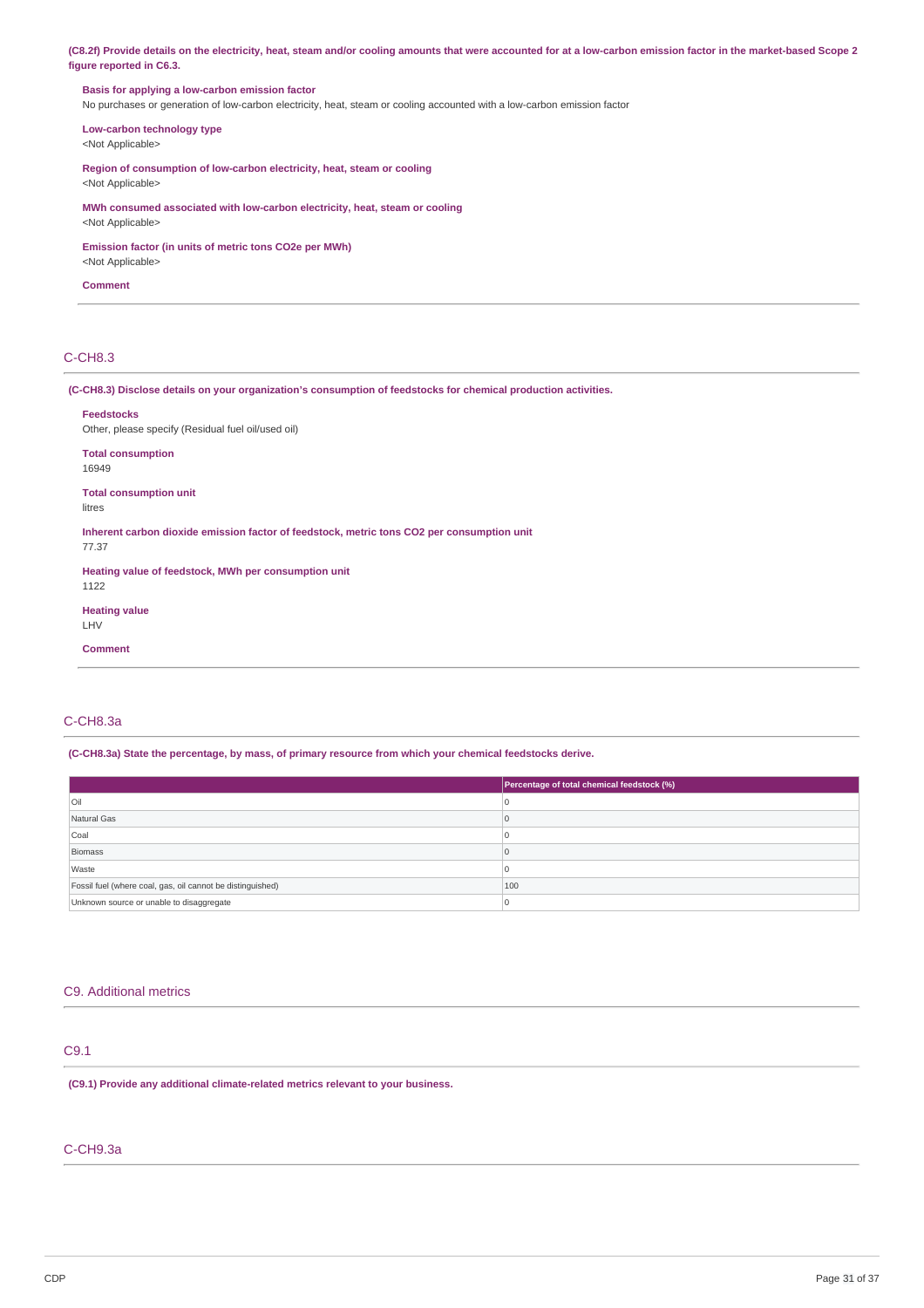**(C8.2f) Provide details on the electricity, heat, steam and/or cooling amounts that were accounted for at a low-carbon emission factor in the market-based Scope 2 figure reported in C6.3.**

**Basis for applying a low-carbon emission factor**
No purchases or generation of low-carbon electricity, heat, steam or cooling accounted with a low-carbon emission factor

**Low-carbon technology type**
<Not Applicable>

**Region of consumption of low-carbon electricity, heat, steam or cooling**
<Not Applicable>

**MWh consumed associated with low-carbon electricity, heat, steam or cooling**
<Not Applicable>

**Emission factor (in units of metric tons CO2e per MWh)**
<Not Applicable>

**Comment**

## C-CH8.3

**(C-CH8.3) Disclose details on your organization's consumption of feedstocks for chemical production activities.**

**Feedstocks**
Other, please specify (Residual fuel oil/used oil)

**Total consumption**
16949

**Total consumption unit**
litres

**Inherent carbon dioxide emission factor of feedstock, metric tons CO2 per consumption unit**
77.37

**Heating value of feedstock, MWh per consumption unit**
1122

**Heating value**
LHV

**Comment**

## C-CH8.3a

**(C-CH8.3a) State the percentage, by mass, of primary resource from which your chemical feedstocks derive.**

| | Percentage of total chemical feedstock (%) |
|---|---|
| Oil | 0 |
| Natural Gas | 0 |
| Coal | 0 |
| Biomass | 0 |
| Waste | 0 |
| Fossil fuel (where coal, gas, oil cannot be distinguished) | 100 |
| Unknown source or unable to disaggregate | 0 |

## C9. Additional metrics

## C9.1

**(C9.1) Provide any additional climate-related metrics relevant to your business.**

## C-CH9.3a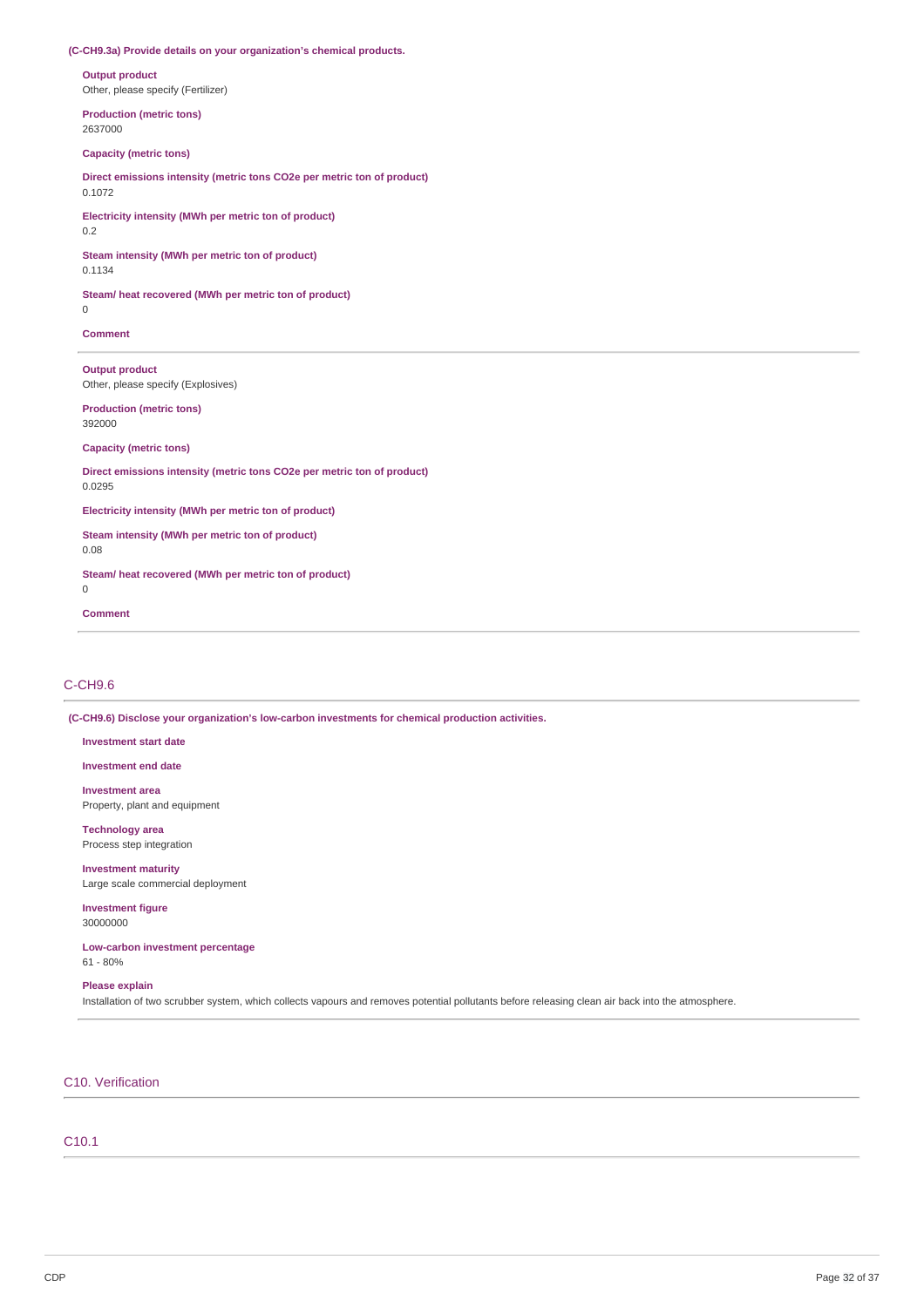**(C-CH9.3a) Provide details on your organization's chemical products.**

**Output product**
Other, please specify (Fertilizer)

**Production (metric tons)**
2637000

**Capacity (metric tons)**

**Direct emissions intensity (metric tons CO2e per metric ton of product)**
0.1072

**Electricity intensity (MWh per metric ton of product)**
0.2

**Steam intensity (MWh per metric ton of product)**
0.1134

**Steam/ heat recovered (MWh per metric ton of product)**
0

**Comment**

---

**Output product**
Other, please specify (Explosives)

**Production (metric tons)**
392000

**Capacity (metric tons)**

**Direct emissions intensity (metric tons CO2e per metric ton of product)**
0.0295

**Electricity intensity (MWh per metric ton of product)**

**Steam intensity (MWh per metric ton of product)**
0.08

**Steam/ heat recovered (MWh per metric ton of product)**
0

**Comment**

---

## C-CH9.6

**(C-CH9.6) Disclose your organization's low-carbon investments for chemical production activities.**

**Investment start date**

**Investment end date**

**Investment area**
Property, plant and equipment

**Technology area**
Process step integration

**Investment maturity**
Large scale commercial deployment

**Investment figure**
30000000

**Low-carbon investment percentage**
61 - 80%

**Please explain**
Installation of two scrubber system, which collects vapours and removes potential pollutants before releasing clean air back into the atmosphere.

---

# C10. Verification

## C10.1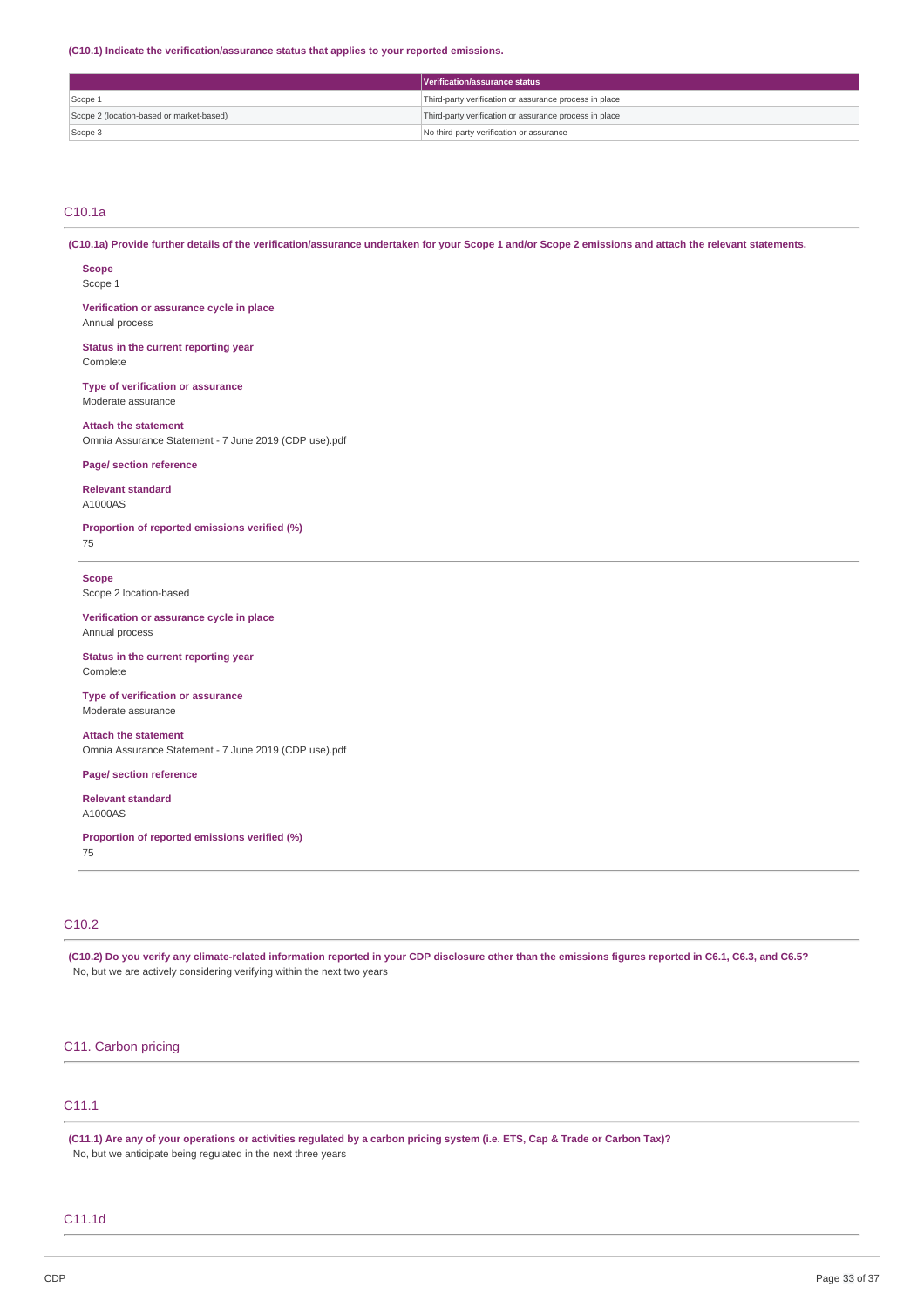**(C10.1) Indicate the verification/assurance status that applies to your reported emissions.**

| | Verification/assurance status |
|---|---|
| Scope 1 | Third-party verification or assurance process in place |
| Scope 2 (location-based or market-based) | Third-party verification or assurance process in place |
| Scope 3 | No third-party verification or assurance |

## C10.1a

**(C10.1a) Provide further details of the verification/assurance undertaken for your Scope 1 and/or Scope 2 emissions and attach the relevant statements.**

**Scope**
Scope 1

**Verification or assurance cycle in place**
Annual process

**Status in the current reporting year**
Complete

**Type of verification or assurance**
Moderate assurance

**Attach the statement**
Omnia Assurance Statement - 7 June 2019 (CDP use).pdf

**Page/ section reference**

**Relevant standard**
A1000AS

**Proportion of reported emissions verified (%)**
75

---

**Scope**
Scope 2 location-based

**Verification or assurance cycle in place**
Annual process

**Status in the current reporting year**
Complete

**Type of verification or assurance**
Moderate assurance

**Attach the statement**
Omnia Assurance Statement - 7 June 2019 (CDP use).pdf

**Page/ section reference**

**Relevant standard**
A1000AS

**Proportion of reported emissions verified (%)**
75

## C10.2

**(C10.2) Do you verify any climate-related information reported in your CDP disclosure other than the emissions figures reported in C6.1, C6.3, and C6.5?**
No, but we are actively considering verifying within the next two years

# C11. Carbon pricing

## C11.1

**(C11.1) Are any of your operations or activities regulated by a carbon pricing system (i.e. ETS, Cap & Trade or Carbon Tax)?**
No, but we anticipate being regulated in the next three years

## C11.1d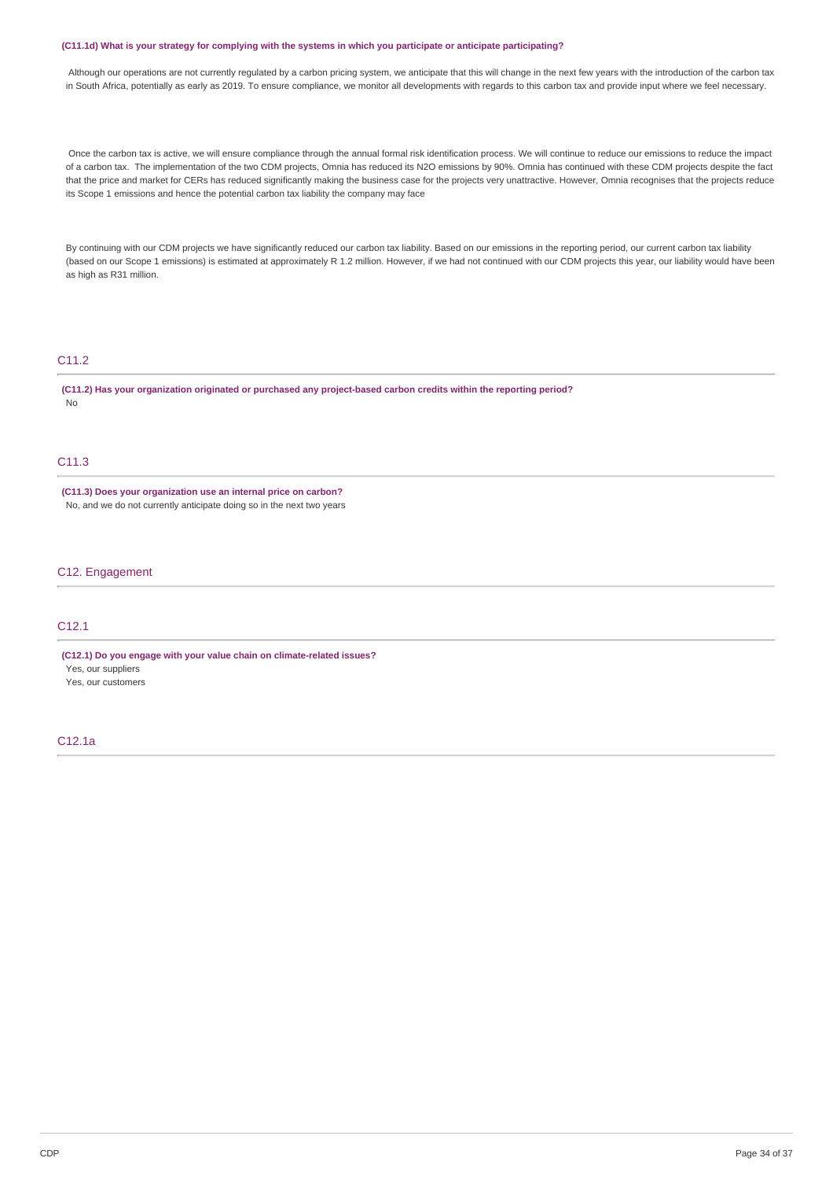**(C11.1d) What is your strategy for complying with the systems in which you participate or anticipate participating?**

Although our operations are not currently regulated by a carbon pricing system, we anticipate that this will change in the next few years with the introduction of the carbon tax in South Africa, potentially as early as 2019. To ensure compliance, we monitor all developments with regards to this carbon tax and provide input where we feel necessary.

Once the carbon tax is active, we will ensure compliance through the annual formal risk identification process. We will continue to reduce our emissions to reduce the impact of a carbon tax. The implementation of the two CDM projects, Omnia has reduced its $N_2O$ emissions by 90%. Omnia has continued with these CDM projects despite the fact that the price and market for CERs has reduced significantly making the business case for the projects very unattractive. However, Omnia recognises that the projects reduce its Scope 1 emissions and hence the potential carbon tax liability the company may face

By continuing with our CDM projects we have significantly reduced our carbon tax liability. Based on our emissions in the reporting period, our current carbon tax liability (based on our Scope 1 emissions) is estimated at approximately R 1.2 million. However, if we had not continued with our CDM projects this year, our liability would have been as high as R31 million.

## C11.2

**(C11.2) Has your organization originated or purchased any project-based carbon credits within the reporting period?**

No

## C11.3

**(C11.3) Does your organization use an internal price on carbon?**

No, and we do not currently anticipate doing so in the next two years

# C12. Engagement

## C12.1

**(C12.1) Do you engage with your value chain on climate-related issues?**

Yes, our suppliers

Yes, our customers

## C12.1a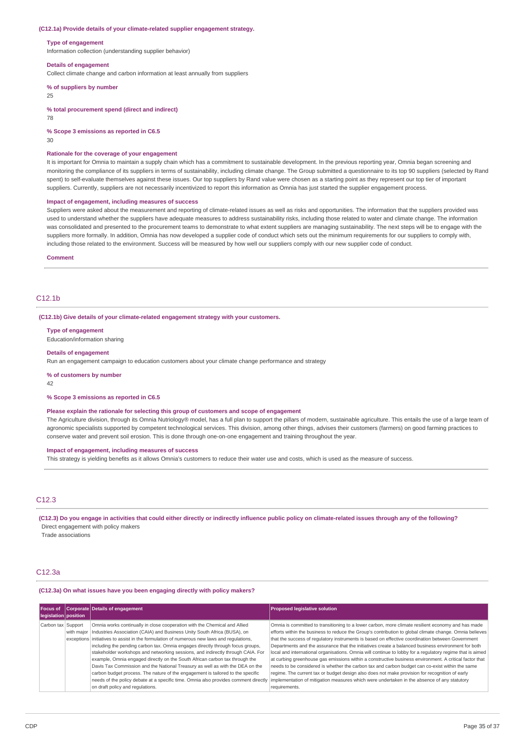**(C12.1a) Provide details of your climate-related supplier engagement strategy.**

**Type of engagement**
Information collection (understanding supplier behavior)

**Details of engagement**
Collect climate change and carbon information at least annually from suppliers

**% of suppliers by number**
25

**% total procurement spend (direct and indirect)**
78

**% Scope 3 emissions as reported in C6.5**
30

**Rationale for the coverage of your engagement**
It is important for Omnia to maintain a supply chain which has a commitment to sustainable development. In the previous reporting year, Omnia began screening and monitoring the compliance of its suppliers in terms of sustainability, including climate change. The Group submitted a questionnaire to its top 90 suppliers (selected by Rand spent) to self-evaluate themselves against these issues. Our top suppliers by Rand value were chosen as a starting point as they represent our top tier of important suppliers. Currently, suppliers are not necessarily incentivized to report this information as Omnia has just started the supplier engagement process.

**Impact of engagement, including measures of success**
Suppliers were asked about the measurement and reporting of climate-related issues as well as risks and opportunities. The information that the suppliers provided was used to understand whether the suppliers have adequate measures to address sustainability risks, including those related to water and climate change. The information was consolidated and presented to the procurement teams to demonstrate to what extent suppliers are managing sustainability. The next steps will be to engage with the suppliers more formally. In addition, Omnia has now developed a supplier code of conduct which sets out the minimum requirements for our suppliers to comply with, including those related to the environment. Success will be measured by how well our suppliers comply with our new supplier code of conduct.

**Comment**

## C12.1b

**(C12.1b) Give details of your climate-related engagement strategy with your customers.**

**Type of engagement**
Education/information sharing

**Details of engagement**
Run an engagement campaign to education customers about your climate change performance and strategy

**% of customers by number**
42

**% Scope 3 emissions as reported in C6.5**

**Please explain the rationale for selecting this group of customers and scope of engagement**
The Agriculture division, through its Omnia Nutriology® model, has a full plan to support the pillars of modern, sustainable agriculture. This entails the use of a large team of agronomic specialists supported by competent technological services. This division, among other things, advises their customers (farmers) on good farming practices to conserve water and prevent soil erosion. This is done through one-on-one engagement and training throughout the year.

**Impact of engagement, including measures of success**
This strategy is yielding benefits as it allows Omnia's customers to reduce their water use and costs, which is used as the measure of success.

## C12.3

**(C12.3) Do you engage in activities that could either directly or indirectly influence public policy on climate-related issues through any of the following?**
Direct engagement with policy makers
Trade associations

## C12.3a

**(C12.3a) On what issues have you been engaging directly with policy makers?**

| Focus of legislation | Corporate position | Details of engagement | Proposed legislative solution |
|---|---|---|---|
| Carbon tax | Support with major exceptions | Omnia works continually in close cooperation with the Chemical and Allied Industries Association (CAIA) and Business Unity South Africa (BUSA), on initiatives to assist in the formulation of numerous new laws and regulations, including the pending carbon tax. Omnia engages directly through focus groups, stakeholder workshops and networking sessions, and indirectly through CAIA. For example, Omnia engaged directly on the South African carbon tax through the Davis Tax Commission and the National Treasury as well as with the DEA on the carbon budget process. The nature of the engagement is tailored to the specific needs of the policy debate at a specific time. Omnia also provides comment directly on draft policy and regulations. | Omnia is committed to transitioning to a lower carbon, more climate resilient economy and has made efforts within the business to reduce the Group's contribution to global climate change. Omnia believes that the success of regulatory instruments is based on effective coordination between Government Departments and the assurance that the initiatives create a balanced business environment for both local and international organisations. Omnia will continue to lobby for a regulatory regime that is aimed at curbing greenhouse gas emissions within a constructive business environment. A critical factor that needs to be considered is whether the carbon tax and carbon budget can co-exist within the same regime. The current tax or budget design also does not make provision for recognition of early implementation of mitigation measures which were undertaken in the absence of any statutory requirements. |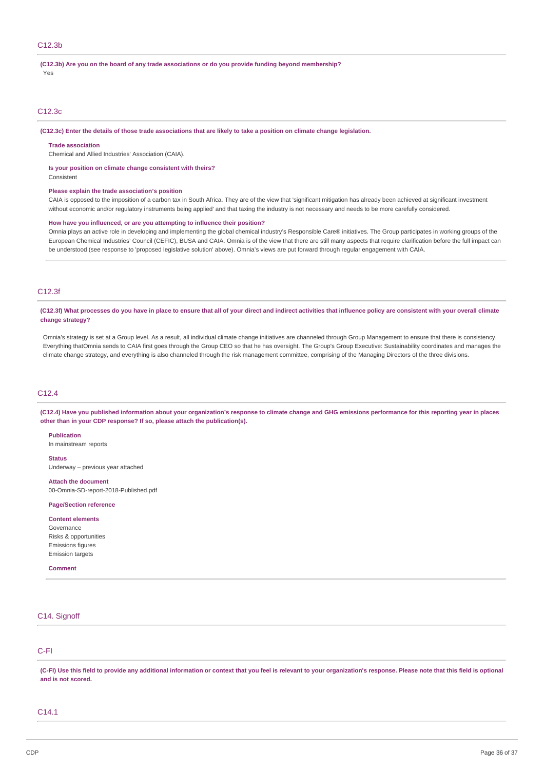## C12.3b

**(C12.3b) Are you on the board of any trade associations or do you provide funding beyond membership?**

Yes

## C12.3c

**(C12.3c) Enter the details of those trade associations that are likely to take a position on climate change legislation.**

**Trade association**

Chemical and Allied Industries' Association (CAIA).

**Is your position on climate change consistent with theirs?**

Consistent

**Please explain the trade association's position**

CAIA is opposed to the imposition of a carbon tax in South Africa. They are of the view that 'significant mitigation has already been achieved at significant investment without economic and/or regulatory instruments being applied' and that taxing the industry is not necessary and needs to be more carefully considered.

**How have you influenced, or are you attempting to influence their position?**

Omnia plays an active role in developing and implementing the global chemical industry's Responsible Care® initiatives. The Group participates in working groups of the European Chemical Industries' Council (CEFIC), BUSA and CAIA. Omnia is of the view that there are still many aspects that require clarification before the full impact can be understood (see response to 'proposed legislative solution' above). Omnia's views are put forward through regular engagement with CAIA.

## C12.3f

**(C12.3f) What processes do you have in place to ensure that all of your direct and indirect activities that influence policy are consistent with your overall climate change strategy?**

Omnia's strategy is set at a Group level. As a result, all individual climate change initiatives are channeled through Group Management to ensure that there is consistency. Everything thatOmnia sends to CAIA first goes through the Group CEO so that he has oversight. The Group's Group Executive: Sustainability coordinates and manages the climate change strategy, and everything is also channeled through the risk management committee, comprising of the Managing Directors of the three divisions.

## C12.4

**(C12.4) Have you published information about your organization's response to climate change and GHG emissions performance for this reporting year in places other than in your CDP response? If so, please attach the publication(s).**

**Publication**

In mainstream reports

**Status**

Underway – previous year attached

**Attach the document**

00-Omnia-SD-report-2018-Published.pdf

**Page/Section reference**

**Content elements**

Governance
Risks & opportunities
Emissions figures
Emission targets

**Comment**

# C14. Signoff

## C-FI

**(C-FI) Use this field to provide any additional information or context that you feel is relevant to your organization's response. Please note that this field is optional and is not scored.**

## C14.1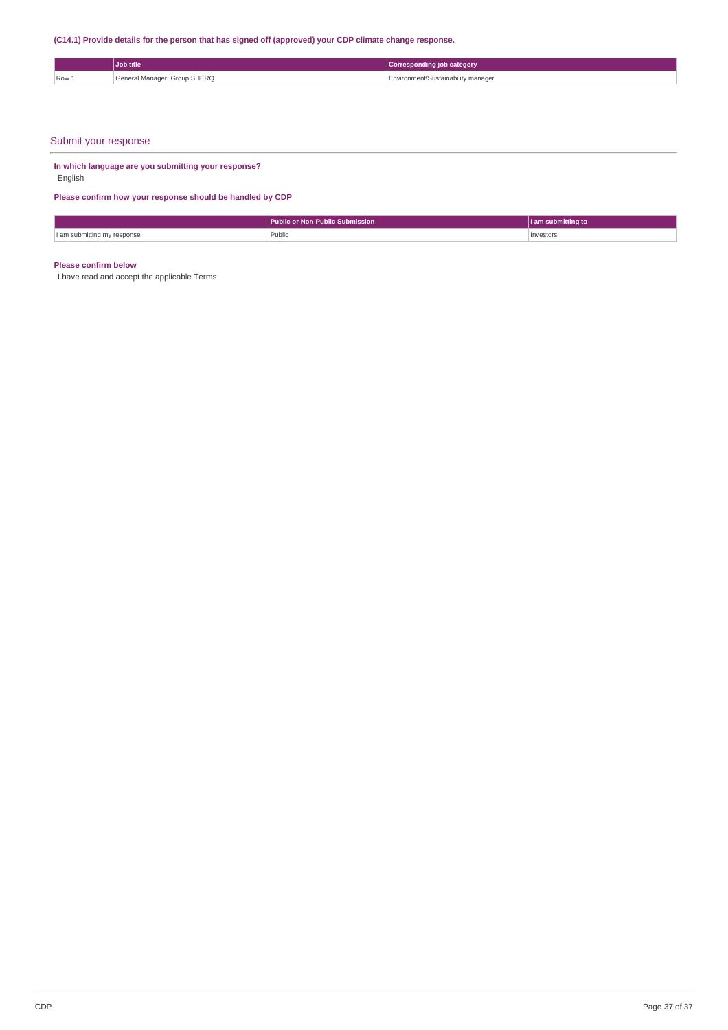**(C14.1) Provide details for the person that has signed off (approved) your CDP climate change response.**

| | Job title | Corresponding job category |
|---|---|---|
| Row 1 | General Manager: Group SHERQ | Environment/Sustainability manager |

## Submit your response

**In which language are you submitting your response?**

English

**Please confirm how your response should be handled by CDP**

| | Public or Non-Public Submission | I am submitting to |
|---|---|---|
| I am submitting my response | Public | Investors |

**Please confirm below**

I have read and accept the applicable Terms